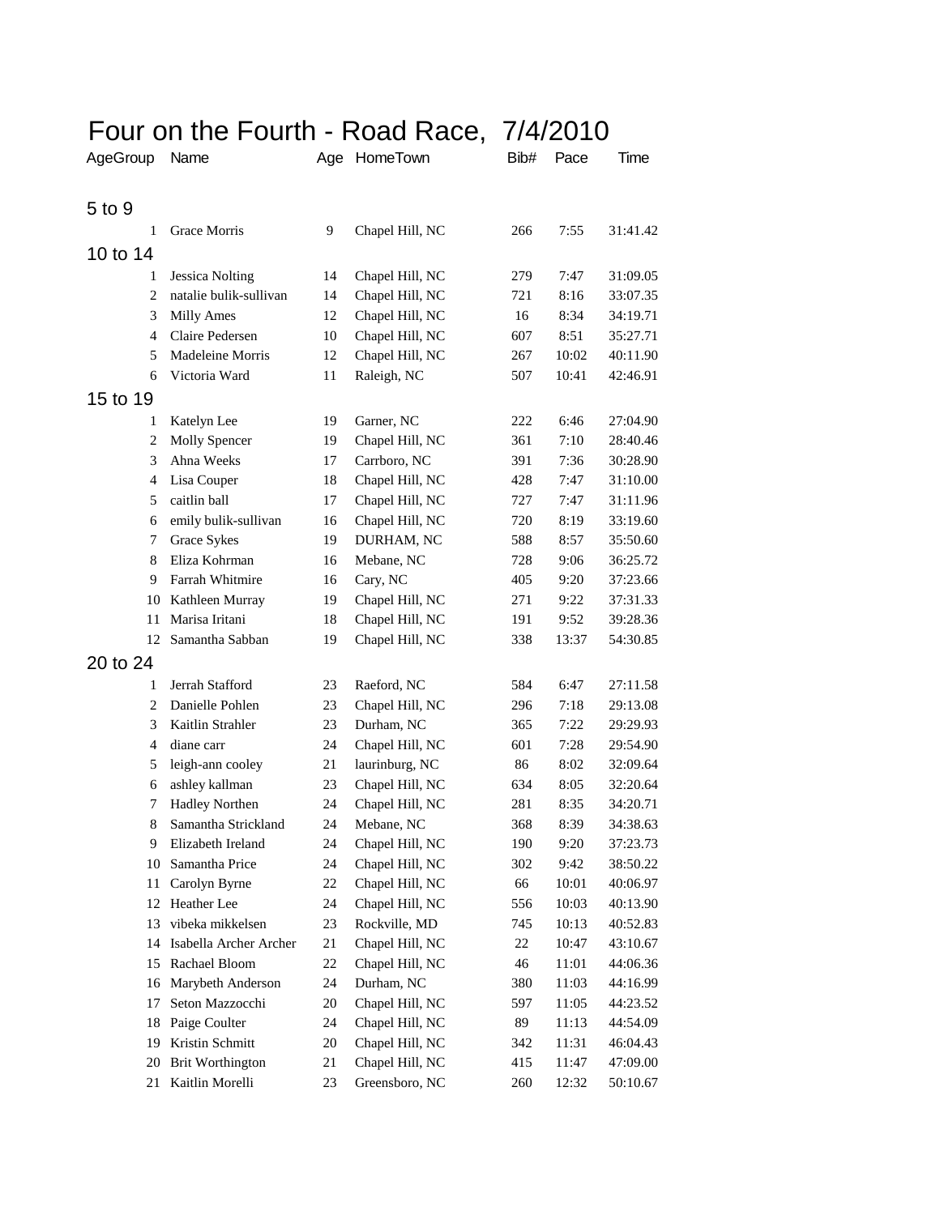# Four on the Fourth - Road Race, 7/4/2010

| AgeGroup | Name | Age | HomeTown | Bib# | Pace | Time |
|---|---|---|---|---|---|---|
| **5 to 9** | | | | | | |
| 1 | Grace Morris | 9 | Chapel Hill, NC | 266 | 7:55 | 31:41.42 |
| **10 to 14** | | | | | | |
| 1 | Jessica Nolting | 14 | Chapel Hill, NC | 279 | 7:47 | 31:09.05 |
| 2 | natalie bulik-sullivan | 14 | Chapel Hill, NC | 721 | 8:16 | 33:07.35 |
| 3 | Milly Ames | 12 | Chapel Hill, NC | 16 | 8:34 | 34:19.71 |
| 4 | Claire Pedersen | 10 | Chapel Hill, NC | 607 | 8:51 | 35:27.71 |
| 5 | Madeleine Morris | 12 | Chapel Hill, NC | 267 | 10:02 | 40:11.90 |
| 6 | Victoria Ward | 11 | Raleigh, NC | 507 | 10:41 | 42:46.91 |
| **15 to 19** | | | | | | |
| 1 | Katelyn Lee | 19 | Garner, NC | 222 | 6:46 | 27:04.90 |
| 2 | Molly Spencer | 19 | Chapel Hill, NC | 361 | 7:10 | 28:40.46 |
| 3 | Ahna Weeks | 17 | Carrboro, NC | 391 | 7:36 | 30:28.90 |
| 4 | Lisa Couper | 18 | Chapel Hill, NC | 428 | 7:47 | 31:10.00 |
| 5 | caitlin ball | 17 | Chapel Hill, NC | 727 | 7:47 | 31:11.96 |
| 6 | emily bulik-sullivan | 16 | Chapel Hill, NC | 720 | 8:19 | 33:19.60 |
| 7 | Grace Sykes | 19 | DURHAM, NC | 588 | 8:57 | 35:50.60 |
| 8 | Eliza Kohrman | 16 | Mebane, NC | 728 | 9:06 | 36:25.72 |
| 9 | Farrah Whitmire | 16 | Cary, NC | 405 | 9:20 | 37:23.66 |
| 10 | Kathleen Murray | 19 | Chapel Hill, NC | 271 | 9:22 | 37:31.33 |
| 11 | Marisa Iritani | 18 | Chapel Hill, NC | 191 | 9:52 | 39:28.36 |
| 12 | Samantha Sabban | 19 | Chapel Hill, NC | 338 | 13:37 | 54:30.85 |
| **20 to 24** | | | | | | |
| 1 | Jerrah Stafford | 23 | Raeford, NC | 584 | 6:47 | 27:11.58 |
| 2 | Danielle Pohlen | 23 | Chapel Hill, NC | 296 | 7:18 | 29:13.08 |
| 3 | Kaitlin Strahler | 23 | Durham, NC | 365 | 7:22 | 29:29.93 |
| 4 | diane carr | 24 | Chapel Hill, NC | 601 | 7:28 | 29:54.90 |
| 5 | leigh-ann cooley | 21 | laurinburg, NC | 86 | 8:02 | 32:09.64 |
| 6 | ashley kallman | 23 | Chapel Hill, NC | 634 | 8:05 | 32:20.64 |
| 7 | Hadley Northen | 24 | Chapel Hill, NC | 281 | 8:35 | 34:20.71 |
| 8 | Samantha Strickland | 24 | Mebane, NC | 368 | 8:39 | 34:38.63 |
| 9 | Elizabeth Ireland | 24 | Chapel Hill, NC | 190 | 9:20 | 37:23.73 |
| 10 | Samantha Price | 24 | Chapel Hill, NC | 302 | 9:42 | 38:50.22 |
| 11 | Carolyn Byrne | 22 | Chapel Hill, NC | 66 | 10:01 | 40:06.97 |
| 12 | Heather Lee | 24 | Chapel Hill, NC | 556 | 10:03 | 40:13.90 |
| 13 | vibeka mikkelsen | 23 | Rockville, MD | 745 | 10:13 | 40:52.83 |
| 14 | Isabella Archer Archer | 21 | Chapel Hill, NC | 22 | 10:47 | 43:10.67 |
| 15 | Rachael Bloom | 22 | Chapel Hill, NC | 46 | 11:01 | 44:06.36 |
| 16 | Marybeth Anderson | 24 | Durham, NC | 380 | 11:03 | 44:16.99 |
| 17 | Seton Mazzocchi | 20 | Chapel Hill, NC | 597 | 11:05 | 44:23.52 |
| 18 | Paige Coulter | 24 | Chapel Hill, NC | 89 | 11:13 | 44:54.09 |
| 19 | Kristin Schmitt | 20 | Chapel Hill, NC | 342 | 11:31 | 46:04.43 |
| 20 | Brit Worthington | 21 | Chapel Hill, NC | 415 | 11:47 | 47:09.00 |
| 21 | Kaitlin Morelli | 23 | Greensboro, NC | 260 | 12:32 | 50:10.67 |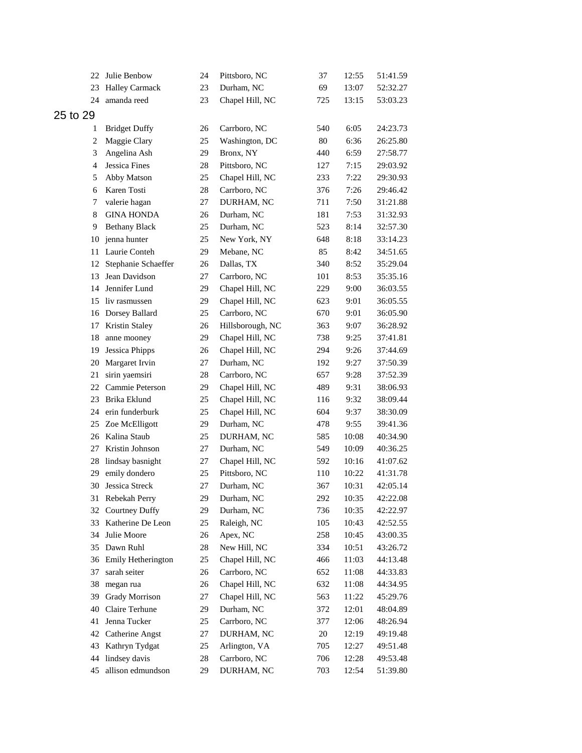| | | | | | | |
|---|---|---|---|---|---|---|
| 22 | Julie Benbow | 24 | Pittsboro, NC | 37 | 12:55 | 51:41.59 |
| 23 | Halley Carmack | 23 | Durham, NC | 69 | 13:07 | 52:32.27 |
| 24 | amanda reed | 23 | Chapel Hill, NC | 725 | 13:15 | 53:03.23 |

## 25 to 29

| | | | | | | |
|---|---|---|---|---|---|---|
| 1 | Bridget Duffy | 26 | Carrboro, NC | 540 | 6:05 | 24:23.73 |
| 2 | Maggie Clary | 25 | Washington, DC | 80 | 6:36 | 26:25.80 |
| 3 | Angelina Ash | 29 | Bronx, NY | 440 | 6:59 | 27:58.77 |
| 4 | Jessica Fines | 28 | Pittsboro, NC | 127 | 7:15 | 29:03.92 |
| 5 | Abby Matson | 25 | Chapel Hill, NC | 233 | 7:22 | 29:30.93 |
| 6 | Karen Tosti | 28 | Carrboro, NC | 376 | 7:26 | 29:46.42 |
| 7 | valerie hagan | 27 | DURHAM, NC | 711 | 7:50 | 31:21.88 |
| 8 | GINA HONDA | 26 | Durham, NC | 181 | 7:53 | 31:32.93 |
| 9 | Bethany Black | 25 | Durham, NC | 523 | 8:14 | 32:57.30 |
| 10 | jenna hunter | 25 | New York, NY | 648 | 8:18 | 33:14.23 |
| 11 | Laurie Conteh | 29 | Mebane, NC | 85 | 8:42 | 34:51.65 |
| 12 | Stephanie Schaeffer | 26 | Dallas, TX | 340 | 8:52 | 35:29.04 |
| 13 | Jean Davidson | 27 | Carrboro, NC | 101 | 8:53 | 35:35.16 |
| 14 | Jennifer Lund | 29 | Chapel Hill, NC | 229 | 9:00 | 36:03.55 |
| 15 | liv rasmussen | 29 | Chapel Hill, NC | 623 | 9:01 | 36:05.55 |
| 16 | Dorsey Ballard | 25 | Carrboro, NC | 670 | 9:01 | 36:05.90 |
| 17 | Kristin Staley | 26 | Hillsborough, NC | 363 | 9:07 | 36:28.92 |
| 18 | anne mooney | 29 | Chapel Hill, NC | 738 | 9:25 | 37:41.81 |
| 19 | Jessica Phipps | 26 | Chapel Hill, NC | 294 | 9:26 | 37:44.69 |
| 20 | Margaret Irvin | 27 | Durham, NC | 192 | 9:27 | 37:50.39 |
| 21 | sirin yaemsiri | 28 | Carrboro, NC | 657 | 9:28 | 37:52.39 |
| 22 | Cammie Peterson | 29 | Chapel Hill, NC | 489 | 9:31 | 38:06.93 |
| 23 | Brika Eklund | 25 | Chapel Hill, NC | 116 | 9:32 | 38:09.44 |
| 24 | erin funderburk | 25 | Chapel Hill, NC | 604 | 9:37 | 38:30.09 |
| 25 | Zoe McElligott | 29 | Durham, NC | 478 | 9:55 | 39:41.36 |
| 26 | Kalina Staub | 25 | DURHAM, NC | 585 | 10:08 | 40:34.90 |
| 27 | Kristin Johnson | 27 | Durham, NC | 549 | 10:09 | 40:36.25 |
| 28 | lindsay basnight | 27 | Chapel Hill, NC | 592 | 10:16 | 41:07.62 |
| 29 | emily dondero | 25 | Pittsboro, NC | 110 | 10:22 | 41:31.78 |
| 30 | Jessica Streck | 27 | Durham, NC | 367 | 10:31 | 42:05.14 |
| 31 | Rebekah Perry | 29 | Durham, NC | 292 | 10:35 | 42:22.08 |
| 32 | Courtney Duffy | 29 | Durham, NC | 736 | 10:35 | 42:22.97 |
| 33 | Katherine De Leon | 25 | Raleigh, NC | 105 | 10:43 | 42:52.55 |
| 34 | Julie Moore | 26 | Apex, NC | 258 | 10:45 | 43:00.35 |
| 35 | Dawn Ruhl | 28 | New Hill, NC | 334 | 10:51 | 43:26.72 |
| 36 | Emily Hetherington | 25 | Chapel Hill, NC | 466 | 11:03 | 44:13.48 |
| 37 | sarah seiter | 26 | Carrboro, NC | 652 | 11:08 | 44:33.83 |
| 38 | megan rua | 26 | Chapel Hill, NC | 632 | 11:08 | 44:34.95 |
| 39 | Grady Morrison | 27 | Chapel Hill, NC | 563 | 11:22 | 45:29.76 |
| 40 | Claire Terhune | 29 | Durham, NC | 372 | 12:01 | 48:04.89 |
| 41 | Jenna Tucker | 25 | Carrboro, NC | 377 | 12:06 | 48:26.94 |
| 42 | Catherine Angst | 27 | DURHAM, NC | 20 | 12:19 | 49:19.48 |
| 43 | Kathryn Tydgat | 25 | Arlington, VA | 705 | 12:27 | 49:51.48 |
| 44 | lindsey davis | 28 | Carrboro, NC | 706 | 12:28 | 49:53.48 |
| 45 | allison edmundson | 29 | DURHAM, NC | 703 | 12:54 | 51:39.80 |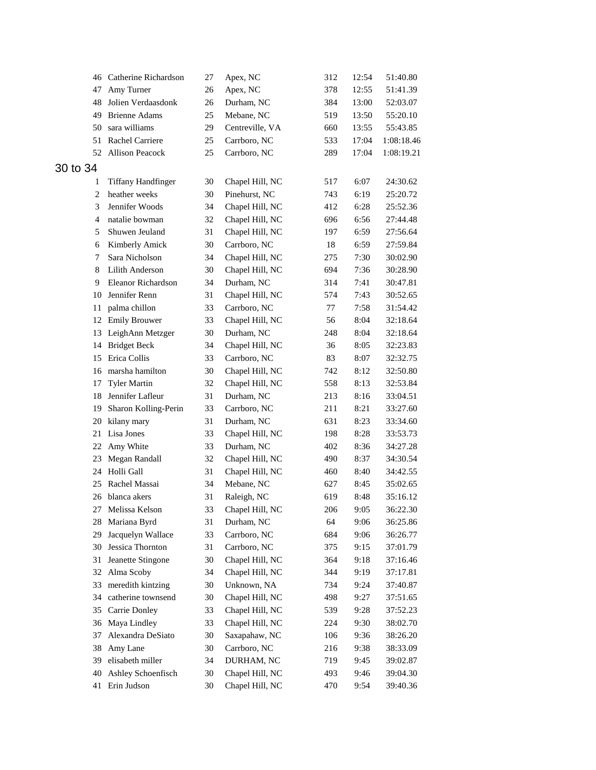| | | | | | | |
|---|---|---|---|---|---|---|
| 46 | Catherine Richardson | 27 | Apex, NC | 312 | 12:54 | 51:40.80 |
| 47 | Amy Turner | 26 | Apex, NC | 378 | 12:55 | 51:41.39 |
| 48 | Jolien Verdaasdonk | 26 | Durham, NC | 384 | 13:00 | 52:03.07 |
| 49 | Brienne Adams | 25 | Mebane, NC | 519 | 13:50 | 55:20.10 |
| 50 | sara williams | 29 | Centreville, VA | 660 | 13:55 | 55:43.85 |
| 51 | Rachel Carriere | 25 | Carrboro, NC | 533 | 17:04 | 1:08:18.46 |
| 52 | Allison Peacock | 25 | Carrboro, NC | 289 | 17:04 | 1:08:19.21 |

## 30 to 34

| | | | | | | |
|---|---|---|---|---|---|---|
| 1 | Tiffany Handfinger | 30 | Chapel Hill, NC | 517 | 6:07 | 24:30.62 |
| 2 | heather weeks | 30 | Pinehurst, NC | 743 | 6:19 | 25:20.72 |
| 3 | Jennifer Woods | 34 | Chapel Hill, NC | 412 | 6:28 | 25:52.36 |
| 4 | natalie bowman | 32 | Chapel Hill, NC | 696 | 6:56 | 27:44.48 |
| 5 | Shuwen Jeuland | 31 | Chapel Hill, NC | 197 | 6:59 | 27:56.64 |
| 6 | Kimberly Amick | 30 | Carrboro, NC | 18 | 6:59 | 27:59.84 |
| 7 | Sara Nicholson | 34 | Chapel Hill, NC | 275 | 7:30 | 30:02.90 |
| 8 | Lilith Anderson | 30 | Chapel Hill, NC | 694 | 7:36 | 30:28.90 |
| 9 | Eleanor Richardson | 34 | Durham, NC | 314 | 7:41 | 30:47.81 |
| 10 | Jennifer Renn | 31 | Chapel Hill, NC | 574 | 7:43 | 30:52.65 |
| 11 | palma chillon | 33 | Carrboro, NC | 77 | 7:58 | 31:54.42 |
| 12 | Emily Brouwer | 33 | Chapel Hill, NC | 56 | 8:04 | 32:18.64 |
| 13 | LeighAnn Metzger | 30 | Durham, NC | 248 | 8:04 | 32:18.64 |
| 14 | Bridget Beck | 34 | Chapel Hill, NC | 36 | 8:05 | 32:23.83 |
| 15 | Erica Collis | 33 | Carrboro, NC | 83 | 8:07 | 32:32.75 |
| 16 | marsha hamilton | 30 | Chapel Hill, NC | 742 | 8:12 | 32:50.80 |
| 17 | Tyler Martin | 32 | Chapel Hill, NC | 558 | 8:13 | 32:53.84 |
| 18 | Jennifer Lafleur | 31 | Durham, NC | 213 | 8:16 | 33:04.51 |
| 19 | Sharon Kolling-Perin | 33 | Carrboro, NC | 211 | 8:21 | 33:27.60 |
| 20 | kilany mary | 31 | Durham, NC | 631 | 8:23 | 33:34.60 |
| 21 | Lisa Jones | 33 | Chapel Hill, NC | 198 | 8:28 | 33:53.73 |
| 22 | Amy White | 33 | Durham, NC | 402 | 8:36 | 34:27.28 |
| 23 | Megan Randall | 32 | Chapel Hill, NC | 490 | 8:37 | 34:30.54 |
| 24 | Holli Gall | 31 | Chapel Hill, NC | 460 | 8:40 | 34:42.55 |
| 25 | Rachel Massai | 34 | Mebane, NC | 627 | 8:45 | 35:02.65 |
| 26 | blanca akers | 31 | Raleigh, NC | 619 | 8:48 | 35:16.12 |
| 27 | Melissa Kelson | 33 | Chapel Hill, NC | 206 | 9:05 | 36:22.30 |
| 28 | Mariana Byrd | 31 | Durham, NC | 64 | 9:06 | 36:25.86 |
| 29 | Jacquelyn Wallace | 33 | Carrboro, NC | 684 | 9:06 | 36:26.77 |
| 30 | Jessica Thornton | 31 | Carrboro, NC | 375 | 9:15 | 37:01.79 |
| 31 | Jeanette Stingone | 30 | Chapel Hill, NC | 364 | 9:18 | 37:16.46 |
| 32 | Alma Scoby | 34 | Chapel Hill, NC | 344 | 9:19 | 37:17.81 |
| 33 | meredith kintzing | 30 | Unknown, NA | 734 | 9:24 | 37:40.87 |
| 34 | catherine townsend | 30 | Chapel Hill, NC | 498 | 9:27 | 37:51.65 |
| 35 | Carrie Donley | 33 | Chapel Hill, NC | 539 | 9:28 | 37:52.23 |
| 36 | Maya Lindley | 33 | Chapel Hill, NC | 224 | 9:30 | 38:02.70 |
| 37 | Alexandra DeSiato | 30 | Saxapahaw, NC | 106 | 9:36 | 38:26.20 |
| 38 | Amy Lane | 30 | Carrboro, NC | 216 | 9:38 | 38:33.09 |
| 39 | elisabeth miller | 34 | DURHAM, NC | 719 | 9:45 | 39:02.87 |
| 40 | Ashley Schoenfisch | 30 | Chapel Hill, NC | 493 | 9:46 | 39:04.30 |
| 41 | Erin Judson | 30 | Chapel Hill, NC | 470 | 9:54 | 39:40.36 |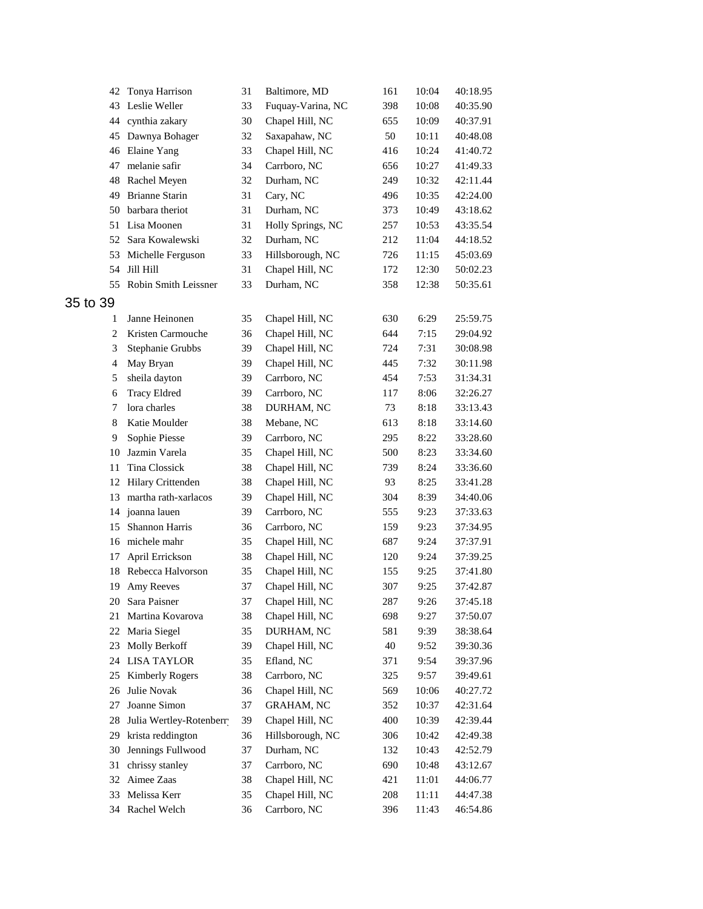| | | | | | | |
|---|---|---|---|---|---|---|
| 42 | Tonya Harrison | 31 | Baltimore, MD | 161 | 10:04 | 40:18.95 |
| 43 | Leslie Weller | 33 | Fuquay-Varina, NC | 398 | 10:08 | 40:35.90 |
| 44 | cynthia zakary | 30 | Chapel Hill, NC | 655 | 10:09 | 40:37.91 |
| 45 | Dawnya Bohager | 32 | Saxapahaw, NC | 50 | 10:11 | 40:48.08 |
| 46 | Elaine Yang | 33 | Chapel Hill, NC | 416 | 10:24 | 41:40.72 |
| 47 | melanie safir | 34 | Carrboro, NC | 656 | 10:27 | 41:49.33 |
| 48 | Rachel Meyen | 32 | Durham, NC | 249 | 10:32 | 42:11.44 |
| 49 | Brianne Starin | 31 | Cary, NC | 496 | 10:35 | 42:24.00 |
| 50 | barbara theriot | 31 | Durham, NC | 373 | 10:49 | 43:18.62 |
| 51 | Lisa Moonen | 31 | Holly Springs, NC | 257 | 10:53 | 43:35.54 |
| 52 | Sara Kowalewski | 32 | Durham, NC | 212 | 11:04 | 44:18.52 |
| 53 | Michelle Ferguson | 33 | Hillsborough, NC | 726 | 11:15 | 45:03.69 |
| 54 | Jill Hill | 31 | Chapel Hill, NC | 172 | 12:30 | 50:02.23 |
| 55 | Robin Smith Leissner | 33 | Durham, NC | 358 | 12:38 | 50:35.61 |

## 35 to 39

| | | | | | | |
|---|---|---|---|---|---|---|
| 1 | Janne Heinonen | 35 | Chapel Hill, NC | 630 | 6:29 | 25:59.75 |
| 2 | Kristen Carmouche | 36 | Chapel Hill, NC | 644 | 7:15 | 29:04.92 |
| 3 | Stephanie Grubbs | 39 | Chapel Hill, NC | 724 | 7:31 | 30:08.98 |
| 4 | May Bryan | 39 | Chapel Hill, NC | 445 | 7:32 | 30:11.98 |
| 5 | sheila dayton | 39 | Carrboro, NC | 454 | 7:53 | 31:34.31 |
| 6 | Tracy Eldred | 39 | Carrboro, NC | 117 | 8:06 | 32:26.27 |
| 7 | lora charles | 38 | DURHAM, NC | 73 | 8:18 | 33:13.43 |
| 8 | Katie Moulder | 38 | Mebane, NC | 613 | 8:18 | 33:14.60 |
| 9 | Sophie Piesse | 39 | Carrboro, NC | 295 | 8:22 | 33:28.60 |
| 10 | Jazmin Varela | 35 | Chapel Hill, NC | 500 | 8:23 | 33:34.60 |
| 11 | Tina Clossick | 38 | Chapel Hill, NC | 739 | 8:24 | 33:36.60 |
| 12 | Hilary Crittenden | 38 | Chapel Hill, NC | 93 | 8:25 | 33:41.28 |
| 13 | martha rath-xarlacos | 39 | Chapel Hill, NC | 304 | 8:39 | 34:40.06 |
| 14 | joanna lauen | 39 | Carrboro, NC | 555 | 9:23 | 37:33.63 |
| 15 | Shannon Harris | 36 | Carrboro, NC | 159 | 9:23 | 37:34.95 |
| 16 | michele mahr | 35 | Chapel Hill, NC | 687 | 9:24 | 37:37.91 |
| 17 | April Errickson | 38 | Chapel Hill, NC | 120 | 9:24 | 37:39.25 |
| 18 | Rebecca Halvorson | 35 | Chapel Hill, NC | 155 | 9:25 | 37:41.80 |
| 19 | Amy Reeves | 37 | Chapel Hill, NC | 307 | 9:25 | 37:42.87 |
| 20 | Sara Paisner | 37 | Chapel Hill, NC | 287 | 9:26 | 37:45.18 |
| 21 | Martina Kovarova | 38 | Chapel Hill, NC | 698 | 9:27 | 37:50.07 |
| 22 | Maria Siegel | 35 | DURHAM, NC | 581 | 9:39 | 38:38.64 |
| 23 | Molly Berkoff | 39 | Chapel Hill, NC | 40 | 9:52 | 39:30.36 |
| 24 | LISA TAYLOR | 35 | Efland, NC | 371 | 9:54 | 39:37.96 |
| 25 | Kimberly Rogers | 38 | Carrboro, NC | 325 | 9:57 | 39:49.61 |
| 26 | Julie Novak | 36 | Chapel Hill, NC | 569 | 10:06 | 40:27.72 |
| 27 | Joanne Simon | 37 | GRAHAM, NC | 352 | 10:37 | 42:31.64 |
| 28 | Julia Wertley-Rotenberry | 39 | Chapel Hill, NC | 400 | 10:39 | 42:39.44 |
| 29 | krista reddington | 36 | Hillsborough, NC | 306 | 10:42 | 42:49.38 |
| 30 | Jennings Fullwood | 37 | Durham, NC | 132 | 10:43 | 42:52.79 |
| 31 | chrissy stanley | 37 | Carrboro, NC | 690 | 10:48 | 43:12.67 |
| 32 | Aimee Zaas | 38 | Chapel Hill, NC | 421 | 11:01 | 44:06.77 |
| 33 | Melissa Kerr | 35 | Chapel Hill, NC | 208 | 11:11 | 44:47.38 |
| 34 | Rachel Welch | 36 | Carrboro, NC | 396 | 11:43 | 46:54.86 |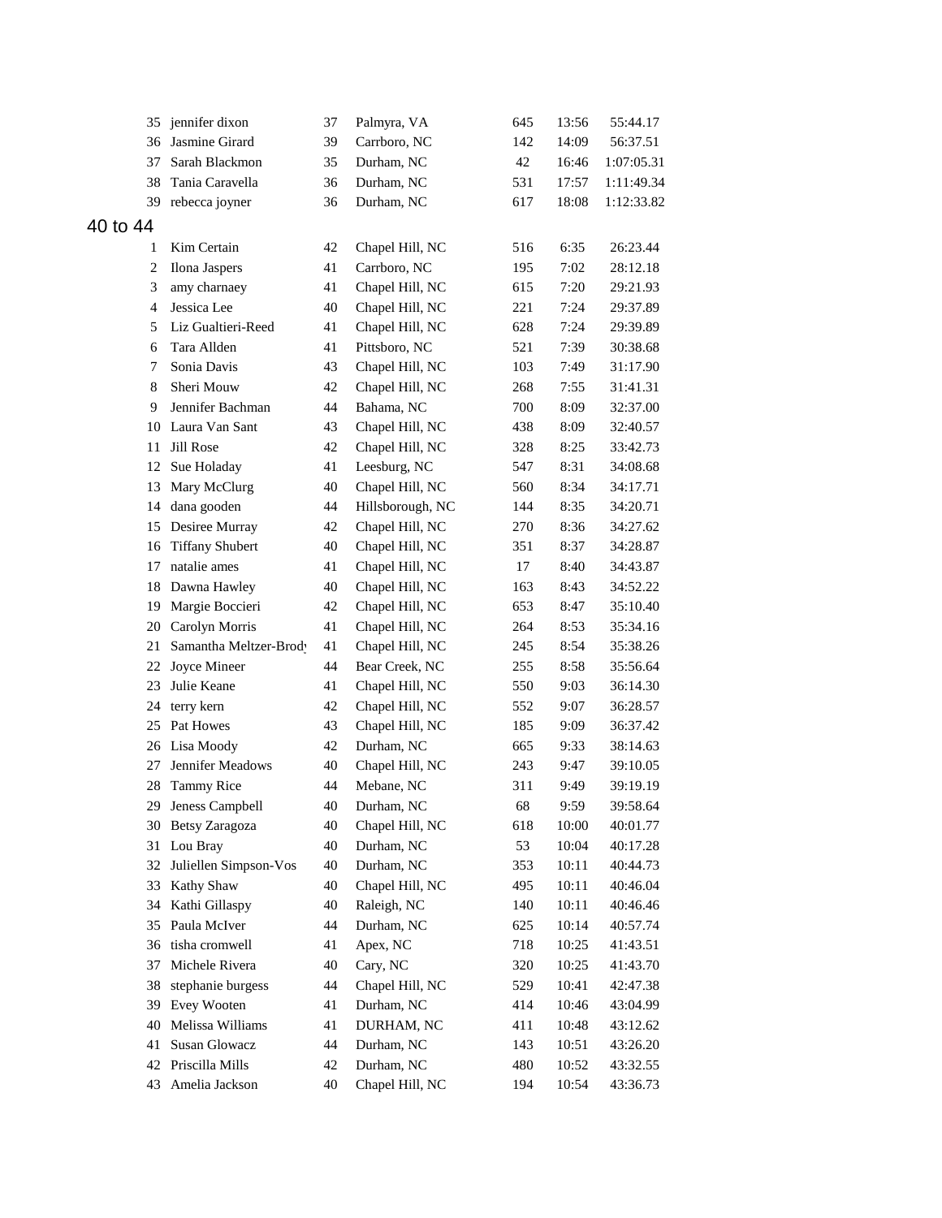| | | | | | | |
|---|---|---|---|---|---|---|
| 35 | jennifer dixon | 37 | Palmyra, VA | 645 | 13:56 | 55:44.17 |
| 36 | Jasmine Girard | 39 | Carrboro, NC | 142 | 14:09 | 56:37.51 |
| 37 | Sarah Blackmon | 35 | Durham, NC | 42 | 16:46 | 1:07:05.31 |
| 38 | Tania Caravella | 36 | Durham, NC | 531 | 17:57 | 1:11:49.34 |
| 39 | rebecca joyner | 36 | Durham, NC | 617 | 18:08 | 1:12:33.82 |

## 40 to 44

| | | | | | | |
|---|---|---|---|---|---|---|
| 1 | Kim Certain | 42 | Chapel Hill, NC | 516 | 6:35 | 26:23.44 |
| 2 | Ilona Jaspers | 41 | Carrboro, NC | 195 | 7:02 | 28:12.18 |
| 3 | amy charnaey | 41 | Chapel Hill, NC | 615 | 7:20 | 29:21.93 |
| 4 | Jessica Lee | 40 | Chapel Hill, NC | 221 | 7:24 | 29:37.89 |
| 5 | Liz Gualtieri-Reed | 41 | Chapel Hill, NC | 628 | 7:24 | 29:39.89 |
| 6 | Tara Allden | 41 | Pittsboro, NC | 521 | 7:39 | 30:38.68 |
| 7 | Sonia Davis | 43 | Chapel Hill, NC | 103 | 7:49 | 31:17.90 |
| 8 | Sheri Mouw | 42 | Chapel Hill, NC | 268 | 7:55 | 31:41.31 |
| 9 | Jennifer Bachman | 44 | Bahama, NC | 700 | 8:09 | 32:37.00 |
| 10 | Laura Van Sant | 43 | Chapel Hill, NC | 438 | 8:09 | 32:40.57 |
| 11 | Jill Rose | 42 | Chapel Hill, NC | 328 | 8:25 | 33:42.73 |
| 12 | Sue Holaday | 41 | Leesburg, NC | 547 | 8:31 | 34:08.68 |
| 13 | Mary McClurg | 40 | Chapel Hill, NC | 560 | 8:34 | 34:17.71 |
| 14 | dana gooden | 44 | Hillsborough, NC | 144 | 8:35 | 34:20.71 |
| 15 | Desiree Murray | 42 | Chapel Hill, NC | 270 | 8:36 | 34:27.62 |
| 16 | Tiffany Shubert | 40 | Chapel Hill, NC | 351 | 8:37 | 34:28.87 |
| 17 | natalie ames | 41 | Chapel Hill, NC | 17 | 8:40 | 34:43.87 |
| 18 | Dawna Hawley | 40 | Chapel Hill, NC | 163 | 8:43 | 34:52.22 |
| 19 | Margie Boccieri | 42 | Chapel Hill, NC | 653 | 8:47 | 35:10.40 |
| 20 | Carolyn Morris | 41 | Chapel Hill, NC | 264 | 8:53 | 35:34.16 |
| 21 | Samantha Meltzer-Brody | 41 | Chapel Hill, NC | 245 | 8:54 | 35:38.26 |
| 22 | Joyce Mineer | 44 | Bear Creek, NC | 255 | 8:58 | 35:56.64 |
| 23 | Julie Keane | 41 | Chapel Hill, NC | 550 | 9:03 | 36:14.30 |
| 24 | terry kern | 42 | Chapel Hill, NC | 552 | 9:07 | 36:28.57 |
| 25 | Pat Howes | 43 | Chapel Hill, NC | 185 | 9:09 | 36:37.42 |
| 26 | Lisa Moody | 42 | Durham, NC | 665 | 9:33 | 38:14.63 |
| 27 | Jennifer Meadows | 40 | Chapel Hill, NC | 243 | 9:47 | 39:10.05 |
| 28 | Tammy Rice | 44 | Mebane, NC | 311 | 9:49 | 39:19.19 |
| 29 | Jeness Campbell | 40 | Durham, NC | 68 | 9:59 | 39:58.64 |
| 30 | Betsy Zaragoza | 40 | Chapel Hill, NC | 618 | 10:00 | 40:01.77 |
| 31 | Lou Bray | 40 | Durham, NC | 53 | 10:04 | 40:17.28 |
| 32 | Juliellen Simpson-Vos | 40 | Durham, NC | 353 | 10:11 | 40:44.73 |
| 33 | Kathy Shaw | 40 | Chapel Hill, NC | 495 | 10:11 | 40:46.04 |
| 34 | Kathi Gillaspy | 40 | Raleigh, NC | 140 | 10:11 | 40:46.46 |
| 35 | Paula McIver | 44 | Durham, NC | 625 | 10:14 | 40:57.74 |
| 36 | tisha cromwell | 41 | Apex, NC | 718 | 10:25 | 41:43.51 |
| 37 | Michele Rivera | 40 | Cary, NC | 320 | 10:25 | 41:43.70 |
| 38 | stephanie burgess | 44 | Chapel Hill, NC | 529 | 10:41 | 42:47.38 |
| 39 | Evey Wooten | 41 | Durham, NC | 414 | 10:46 | 43:04.99 |
| 40 | Melissa Williams | 41 | DURHAM, NC | 411 | 10:48 | 43:12.62 |
| 41 | Susan Glowacz | 44 | Durham, NC | 143 | 10:51 | 43:26.20 |
| 42 | Priscilla Mills | 42 | Durham, NC | 480 | 10:52 | 43:32.55 |
| 43 | Amelia Jackson | 40 | Chapel Hill, NC | 194 | 10:54 | 43:36.73 |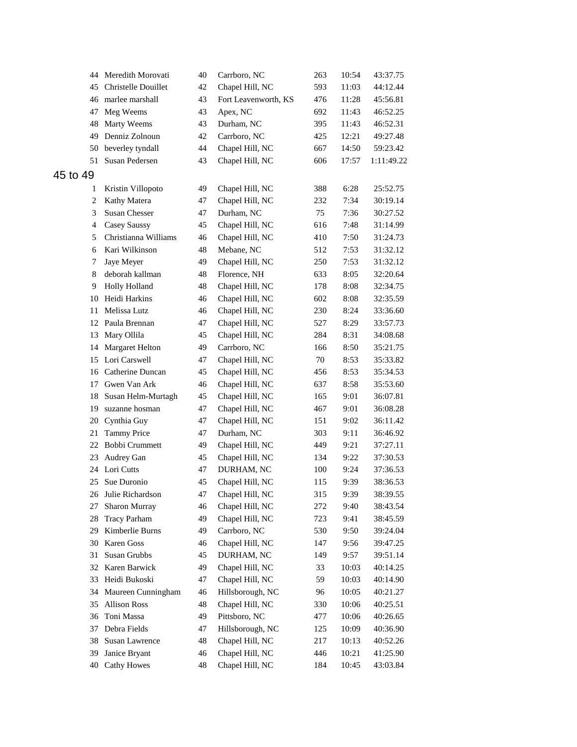| | | | | | | |
|---|---|---|---|---|---|---|
| 44 | Meredith Morovati | 40 | Carrboro, NC | 263 | 10:54 | 43:37.75 |
| 45 | Christelle Douillet | 42 | Chapel Hill, NC | 593 | 11:03 | 44:12.44 |
| 46 | marlee marshall | 43 | Fort Leavenworth, KS | 476 | 11:28 | 45:56.81 |
| 47 | Meg Weems | 43 | Apex, NC | 692 | 11:43 | 46:52.25 |
| 48 | Marty Weems | 43 | Durham, NC | 395 | 11:43 | 46:52.31 |
| 49 | Denniz Zolnoun | 42 | Carrboro, NC | 425 | 12:21 | 49:27.48 |
| 50 | beverley tyndall | 44 | Chapel Hill, NC | 667 | 14:50 | 59:23.42 |
| 51 | Susan Pedersen | 43 | Chapel Hill, NC | 606 | 17:57 | 1:11:49.22 |

## 45 to 49

| | | | | | | |
|---|---|---|---|---|---|---|
| 1 | Kristin Villopoto | 49 | Chapel Hill, NC | 388 | 6:28 | 25:52.75 |
| 2 | Kathy Matera | 47 | Chapel Hill, NC | 232 | 7:34 | 30:19.14 |
| 3 | Susan Chesser | 47 | Durham, NC | 75 | 7:36 | 30:27.52 |
| 4 | Casey Saussy | 45 | Chapel Hill, NC | 616 | 7:48 | 31:14.99 |
| 5 | Christianna Williams | 46 | Chapel Hill, NC | 410 | 7:50 | 31:24.73 |
| 6 | Kari Wilkinson | 48 | Mebane, NC | 512 | 7:53 | 31:32.12 |
| 7 | Jaye Meyer | 49 | Chapel Hill, NC | 250 | 7:53 | 31:32.12 |
| 8 | deborah kallman | 48 | Florence, NH | 633 | 8:05 | 32:20.64 |
| 9 | Holly Holland | 48 | Chapel Hill, NC | 178 | 8:08 | 32:34.75 |
| 10 | Heidi Harkins | 46 | Chapel Hill, NC | 602 | 8:08 | 32:35.59 |
| 11 | Melissa Lutz | 46 | Chapel Hill, NC | 230 | 8:24 | 33:36.60 |
| 12 | Paula Brennan | 47 | Chapel Hill, NC | 527 | 8:29 | 33:57.73 |
| 13 | Mary Ollila | 45 | Chapel Hill, NC | 284 | 8:31 | 34:08.68 |
| 14 | Margaret Helton | 49 | Carrboro, NC | 166 | 8:50 | 35:21.75 |
| 15 | Lori Carswell | 47 | Chapel Hill, NC | 70 | 8:53 | 35:33.82 |
| 16 | Catherine Duncan | 45 | Chapel Hill, NC | 456 | 8:53 | 35:34.53 |
| 17 | Gwen Van Ark | 46 | Chapel Hill, NC | 637 | 8:58 | 35:53.60 |
| 18 | Susan Helm-Murtagh | 45 | Chapel Hill, NC | 165 | 9:01 | 36:07.81 |
| 19 | suzanne hosman | 47 | Chapel Hill, NC | 467 | 9:01 | 36:08.28 |
| 20 | Cynthia Guy | 47 | Chapel Hill, NC | 151 | 9:02 | 36:11.42 |
| 21 | Tammy Price | 47 | Durham, NC | 303 | 9:11 | 36:46.92 |
| 22 | Bobbi Crummett | 49 | Chapel Hill, NC | 449 | 9:21 | 37:27.11 |
| 23 | Audrey Gan | 45 | Chapel Hill, NC | 134 | 9:22 | 37:30.53 |
| 24 | Lori Cutts | 47 | DURHAM, NC | 100 | 9:24 | 37:36.53 |
| 25 | Sue Duronio | 45 | Chapel Hill, NC | 115 | 9:39 | 38:36.53 |
| 26 | Julie Richardson | 47 | Chapel Hill, NC | 315 | 9:39 | 38:39.55 |
| 27 | Sharon Murray | 46 | Chapel Hill, NC | 272 | 9:40 | 38:43.54 |
| 28 | Tracy Parham | 49 | Chapel Hill, NC | 723 | 9:41 | 38:45.59 |
| 29 | Kimberlie Burns | 49 | Carrboro, NC | 530 | 9:50 | 39:24.04 |
| 30 | Karen Goss | 46 | Chapel Hill, NC | 147 | 9:56 | 39:47.25 |
| 31 | Susan Grubbs | 45 | DURHAM, NC | 149 | 9:57 | 39:51.14 |
| 32 | Karen Barwick | 49 | Chapel Hill, NC | 33 | 10:03 | 40:14.25 |
| 33 | Heidi Bukoski | 47 | Chapel Hill, NC | 59 | 10:03 | 40:14.90 |
| 34 | Maureen Cunningham | 46 | Hillsborough, NC | 96 | 10:05 | 40:21.27 |
| 35 | Allison Ross | 48 | Chapel Hill, NC | 330 | 10:06 | 40:25.51 |
| 36 | Toni Massa | 49 | Pittsboro, NC | 477 | 10:06 | 40:26.65 |
| 37 | Debra Fields | 47 | Hillsborough, NC | 125 | 10:09 | 40:36.90 |
| 38 | Susan Lawrence | 48 | Chapel Hill, NC | 217 | 10:13 | 40:52.26 |
| 39 | Janice Bryant | 46 | Chapel Hill, NC | 446 | 10:21 | 41:25.90 |
| 40 | Cathy Howes | 48 | Chapel Hill, NC | 184 | 10:45 | 43:03.84 |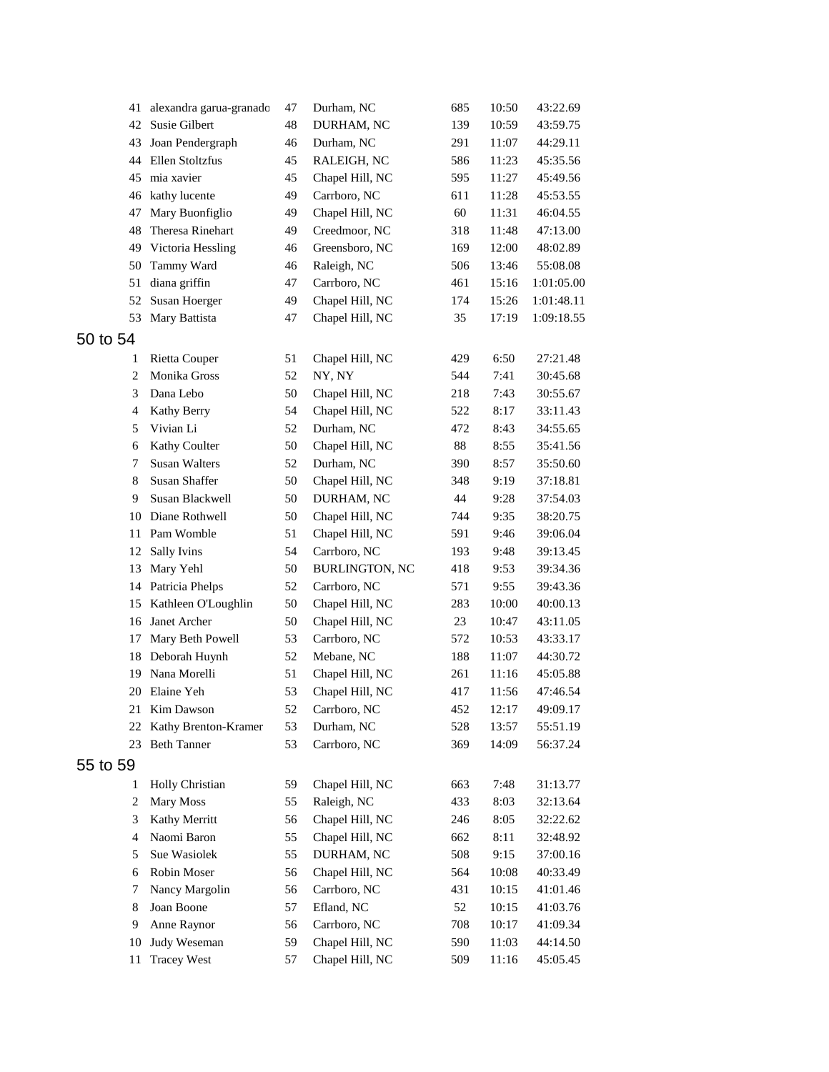| | | | | | | |
|---|---|---|---|---|---|---|
| 41 | alexandra garua-granado | 47 | Durham, NC | 685 | 10:50 | 43:22.69 |
| 42 | Susie Gilbert | 48 | DURHAM, NC | 139 | 10:59 | 43:59.75 |
| 43 | Joan Pendergraph | 46 | Durham, NC | 291 | 11:07 | 44:29.11 |
| 44 | Ellen Stoltzfus | 45 | RALEIGH, NC | 586 | 11:23 | 45:35.56 |
| 45 | mia xavier | 45 | Chapel Hill, NC | 595 | 11:27 | 45:49.56 |
| 46 | kathy lucente | 49 | Carrboro, NC | 611 | 11:28 | 45:53.55 |
| 47 | Mary Buonfiglio | 49 | Chapel Hill, NC | 60 | 11:31 | 46:04.55 |
| 48 | Theresa Rinehart | 49 | Creedmoor, NC | 318 | 11:48 | 47:13.00 |
| 49 | Victoria Hessling | 46 | Greensboro, NC | 169 | 12:00 | 48:02.89 |
| 50 | Tammy Ward | 46 | Raleigh, NC | 506 | 13:46 | 55:08.08 |
| 51 | diana griffin | 47 | Carrboro, NC | 461 | 15:16 | 1:01:05.00 |
| 52 | Susan Hoerger | 49 | Chapel Hill, NC | 174 | 15:26 | 1:01:48.11 |
| 53 | Mary Battista | 47 | Chapel Hill, NC | 35 | 17:19 | 1:09:18.55 |

## 50 to 54

| | | | | | | |
|---|---|---|---|---|---|---|
| 1 | Rietta Couper | 51 | Chapel Hill, NC | 429 | 6:50 | 27:21.48 |
| 2 | Monika Gross | 52 | NY, NY | 544 | 7:41 | 30:45.68 |
| 3 | Dana Lebo | 50 | Chapel Hill, NC | 218 | 7:43 | 30:55.67 |
| 4 | Kathy Berry | 54 | Chapel Hill, NC | 522 | 8:17 | 33:11.43 |
| 5 | Vivian Li | 52 | Durham, NC | 472 | 8:43 | 34:55.65 |
| 6 | Kathy Coulter | 50 | Chapel Hill, NC | 88 | 8:55 | 35:41.56 |
| 7 | Susan Walters | 52 | Durham, NC | 390 | 8:57 | 35:50.60 |
| 8 | Susan Shaffer | 50 | Chapel Hill, NC | 348 | 9:19 | 37:18.81 |
| 9 | Susan Blackwell | 50 | DURHAM, NC | 44 | 9:28 | 37:54.03 |
| 10 | Diane Rothwell | 50 | Chapel Hill, NC | 744 | 9:35 | 38:20.75 |
| 11 | Pam Womble | 51 | Chapel Hill, NC | 591 | 9:46 | 39:06.04 |
| 12 | Sally Ivins | 54 | Carrboro, NC | 193 | 9:48 | 39:13.45 |
| 13 | Mary Yehl | 50 | BURLINGTON, NC | 418 | 9:53 | 39:34.36 |
| 14 | Patricia Phelps | 52 | Carrboro, NC | 571 | 9:55 | 39:43.36 |
| 15 | Kathleen O'Loughlin | 50 | Chapel Hill, NC | 283 | 10:00 | 40:00.13 |
| 16 | Janet Archer | 50 | Chapel Hill, NC | 23 | 10:47 | 43:11.05 |
| 17 | Mary Beth Powell | 53 | Carrboro, NC | 572 | 10:53 | 43:33.17 |
| 18 | Deborah Huynh | 52 | Mebane, NC | 188 | 11:07 | 44:30.72 |
| 19 | Nana Morelli | 51 | Chapel Hill, NC | 261 | 11:16 | 45:05.88 |
| 20 | Elaine Yeh | 53 | Chapel Hill, NC | 417 | 11:56 | 47:46.54 |
| 21 | Kim Dawson | 52 | Carrboro, NC | 452 | 12:17 | 49:09.17 |
| 22 | Kathy Brenton-Kramer | 53 | Durham, NC | 528 | 13:57 | 55:51.19 |
| 23 | Beth Tanner | 53 | Carrboro, NC | 369 | 14:09 | 56:37.24 |

## 55 to 59

| | | | | | | |
|---|---|---|---|---|---|---|
| 1 | Holly Christian | 59 | Chapel Hill, NC | 663 | 7:48 | 31:13.77 |
| 2 | Mary Moss | 55 | Raleigh, NC | 433 | 8:03 | 32:13.64 |
| 3 | Kathy Merritt | 56 | Chapel Hill, NC | 246 | 8:05 | 32:22.62 |
| 4 | Naomi Baron | 55 | Chapel Hill, NC | 662 | 8:11 | 32:48.92 |
| 5 | Sue Wasiolek | 55 | DURHAM, NC | 508 | 9:15 | 37:00.16 |
| 6 | Robin Moser | 56 | Chapel Hill, NC | 564 | 10:08 | 40:33.49 |
| 7 | Nancy Margolin | 56 | Carrboro, NC | 431 | 10:15 | 41:01.46 |
| 8 | Joan Boone | 57 | Efland, NC | 52 | 10:15 | 41:03.76 |
| 9 | Anne Raynor | 56 | Carrboro, NC | 708 | 10:17 | 41:09.34 |
| 10 | Judy Weseman | 59 | Chapel Hill, NC | 590 | 11:03 | 44:14.50 |
| 11 | Tracey West | 57 | Chapel Hill, NC | 509 | 11:16 | 45:05.45 |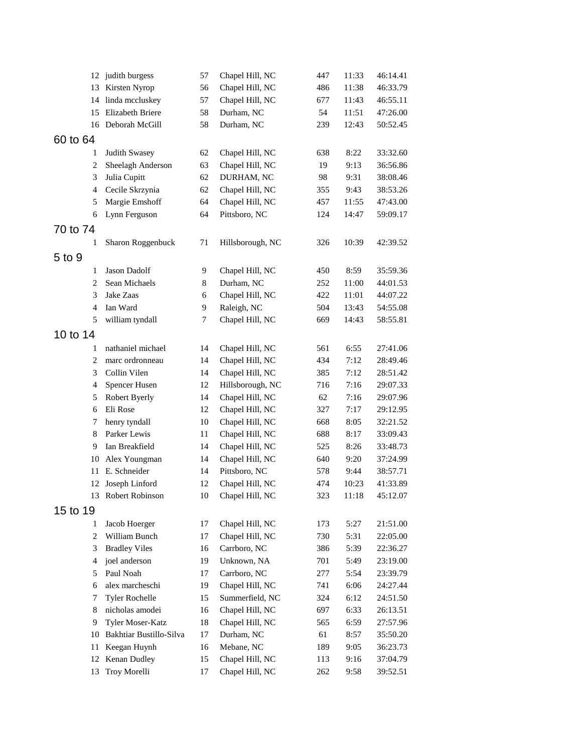| | | | | | | |
|---|---|---|---|---|---|---|
| 12 | judith burgess | 57 | Chapel Hill, NC | 447 | 11:33 | 46:14.41 |
| 13 | Kirsten Nyrop | 56 | Chapel Hill, NC | 486 | 11:38 | 46:33.79 |
| 14 | linda mccluskey | 57 | Chapel Hill, NC | 677 | 11:43 | 46:55.11 |
| 15 | Elizabeth Briere | 58 | Durham, NC | 54 | 11:51 | 47:26.00 |
| 16 | Deborah McGill | 58 | Durham, NC | 239 | 12:43 | 50:52.45 |

## 60 to 64

| | | | | | | |
|---|---|---|---|---|---|---|
| 1 | Judith Swasey | 62 | Chapel Hill, NC | 638 | 8:22 | 33:32.60 |
| 2 | Sheelagh Anderson | 63 | Chapel Hill, NC | 19 | 9:13 | 36:56.86 |
| 3 | Julia Cupitt | 62 | DURHAM, NC | 98 | 9:31 | 38:08.46 |
| 4 | Cecile Skrzynia | 62 | Chapel Hill, NC | 355 | 9:43 | 38:53.26 |
| 5 | Margie Emshoff | 64 | Chapel Hill, NC | 457 | 11:55 | 47:43.00 |
| 6 | Lynn Ferguson | 64 | Pittsboro, NC | 124 | 14:47 | 59:09.17 |

## 70 to 74

| | | | | | | |
|---|---|---|---|---|---|---|
| 1 | Sharon Roggenbuck | 71 | Hillsborough, NC | 326 | 10:39 | 42:39.52 |

## 5 to 9

| | | | | | | |
|---|---|---|---|---|---|---|
| 1 | Jason Dadolf | 9 | Chapel Hill, NC | 450 | 8:59 | 35:59.36 |
| 2 | Sean Michaels | 8 | Durham, NC | 252 | 11:00 | 44:01.53 |
| 3 | Jake Zaas | 6 | Chapel Hill, NC | 422 | 11:01 | 44:07.22 |
| 4 | Ian Ward | 9 | Raleigh, NC | 504 | 13:43 | 54:55.08 |
| 5 | william tyndall | 7 | Chapel Hill, NC | 669 | 14:43 | 58:55.81 |

## 10 to 14

| | | | | | | |
|---|---|---|---|---|---|---|
| 1 | nathaniel michael | 14 | Chapel Hill, NC | 561 | 6:55 | 27:41.06 |
| 2 | marc ordronneau | 14 | Chapel Hill, NC | 434 | 7:12 | 28:49.46 |
| 3 | Collin Vilen | 14 | Chapel Hill, NC | 385 | 7:12 | 28:51.42 |
| 4 | Spencer Husen | 12 | Hillsborough, NC | 716 | 7:16 | 29:07.33 |
| 5 | Robert Byerly | 14 | Chapel Hill, NC | 62 | 7:16 | 29:07.96 |
| 6 | Eli Rose | 12 | Chapel Hill, NC | 327 | 7:17 | 29:12.95 |
| 7 | henry tyndall | 10 | Chapel Hill, NC | 668 | 8:05 | 32:21.52 |
| 8 | Parker Lewis | 11 | Chapel Hill, NC | 688 | 8:17 | 33:09.43 |
| 9 | Ian Breakfield | 14 | Chapel Hill, NC | 525 | 8:26 | 33:48.73 |
| 10 | Alex Youngman | 14 | Chapel Hill, NC | 640 | 9:20 | 37:24.99 |
| 11 | E. Schneider | 14 | Pittsboro, NC | 578 | 9:44 | 38:57.71 |
| 12 | Joseph Linford | 12 | Chapel Hill, NC | 474 | 10:23 | 41:33.89 |
| 13 | Robert Robinson | 10 | Chapel Hill, NC | 323 | 11:18 | 45:12.07 |

## 15 to 19

| | | | | | | |
|---|---|---|---|---|---|---|
| 1 | Jacob Hoerger | 17 | Chapel Hill, NC | 173 | 5:27 | 21:51.00 |
| 2 | William Bunch | 17 | Chapel Hill, NC | 730 | 5:31 | 22:05.00 |
| 3 | Bradley Viles | 16 | Carrboro, NC | 386 | 5:39 | 22:36.27 |
| 4 | joel anderson | 19 | Unknown, NA | 701 | 5:49 | 23:19.00 |
| 5 | Paul Noah | 17 | Carrboro, NC | 277 | 5:54 | 23:39.79 |
| 6 | alex marcheschi | 19 | Chapel Hill, NC | 741 | 6:06 | 24:27.44 |
| 7 | Tyler Rochelle | 15 | Summerfield, NC | 324 | 6:12 | 24:51.50 |
| 8 | nicholas amodei | 16 | Chapel Hill, NC | 697 | 6:33 | 26:13.51 |
| 9 | Tyler Moser-Katz | 18 | Chapel Hill, NC | 565 | 6:59 | 27:57.96 |
| 10 | Bakhtiar Bustillo-Silva | 17 | Durham, NC | 61 | 8:57 | 35:50.20 |
| 11 | Keegan Huynh | 16 | Mebane, NC | 189 | 9:05 | 36:23.73 |
| 12 | Kenan Dudley | 15 | Chapel Hill, NC | 113 | 9:16 | 37:04.79 |
| 13 | Troy Morelli | 17 | Chapel Hill, NC | 262 | 9:58 | 39:52.51 |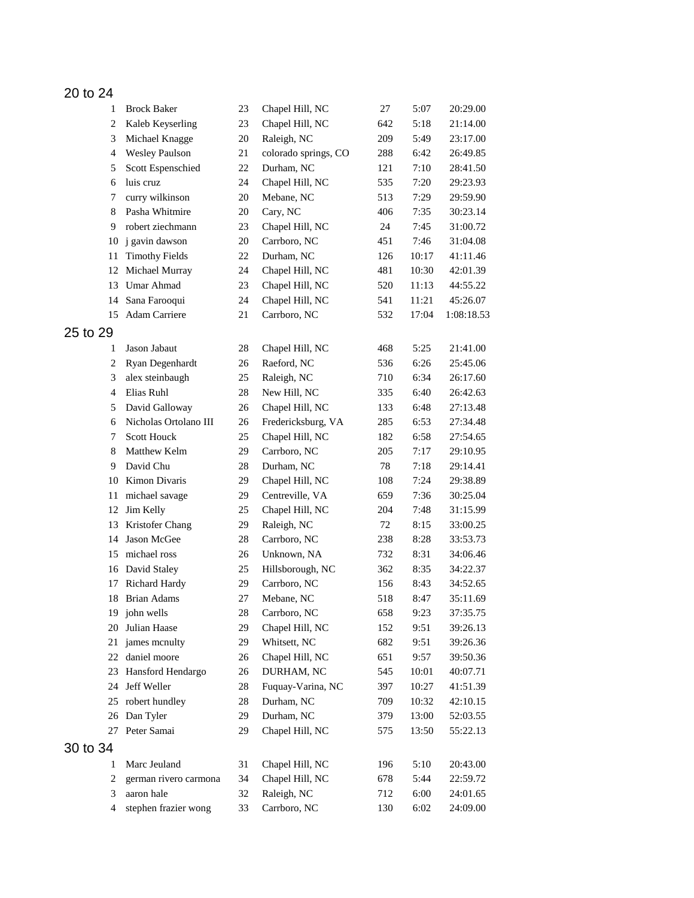## 20 to 24

| | | | | | | |
|---|---|---|---|---|---|---|
| 1 | Brock Baker | 23 | Chapel Hill, NC | 27 | 5:07 | 20:29.00 |
| 2 | Kaleb Keyserling | 23 | Chapel Hill, NC | 642 | 5:18 | 21:14.00 |
| 3 | Michael Knagge | 20 | Raleigh, NC | 209 | 5:49 | 23:17.00 |
| 4 | Wesley Paulson | 21 | colorado springs, CO | 288 | 6:42 | 26:49.85 |
| 5 | Scott Espenschied | 22 | Durham, NC | 121 | 7:10 | 28:41.50 |
| 6 | luis cruz | 24 | Chapel Hill, NC | 535 | 7:20 | 29:23.93 |
| 7 | curry wilkinson | 20 | Mebane, NC | 513 | 7:29 | 29:59.90 |
| 8 | Pasha Whitmire | 20 | Cary, NC | 406 | 7:35 | 30:23.14 |
| 9 | robert ziechmann | 23 | Chapel Hill, NC | 24 | 7:45 | 31:00.72 |
| 10 | j gavin dawson | 20 | Carrboro, NC | 451 | 7:46 | 31:04.08 |
| 11 | Timothy Fields | 22 | Durham, NC | 126 | 10:17 | 41:11.46 |
| 12 | Michael Murray | 24 | Chapel Hill, NC | 481 | 10:30 | 42:01.39 |
| 13 | Umar Ahmad | 23 | Chapel Hill, NC | 520 | 11:13 | 44:55.22 |
| 14 | Sana Farooqui | 24 | Chapel Hill, NC | 541 | 11:21 | 45:26.07 |
| 15 | Adam Carriere | 21 | Carrboro, NC | 532 | 17:04 | 1:08:18.53 |

## 25 to 29

| | | | | | | |
|---|---|---|---|---|---|---|
| 1 | Jason Jabaut | 28 | Chapel Hill, NC | 468 | 5:25 | 21:41.00 |
| 2 | Ryan Degenhardt | 26 | Raeford, NC | 536 | 6:26 | 25:45.06 |
| 3 | alex steinbaugh | 25 | Raleigh, NC | 710 | 6:34 | 26:17.60 |
| 4 | Elias Ruhl | 28 | New Hill, NC | 335 | 6:40 | 26:42.63 |
| 5 | David Galloway | 26 | Chapel Hill, NC | 133 | 6:48 | 27:13.48 |
| 6 | Nicholas Ortolano III | 26 | Fredericksburg, VA | 285 | 6:53 | 27:34.48 |
| 7 | Scott Houck | 25 | Chapel Hill, NC | 182 | 6:58 | 27:54.65 |
| 8 | Matthew Kelm | 29 | Carrboro, NC | 205 | 7:17 | 29:10.95 |
| 9 | David Chu | 28 | Durham, NC | 78 | 7:18 | 29:14.41 |
| 10 | Kimon Divaris | 29 | Chapel Hill, NC | 108 | 7:24 | 29:38.89 |
| 11 | michael savage | 29 | Centreville, VA | 659 | 7:36 | 30:25.04 |
| 12 | Jim Kelly | 25 | Chapel Hill, NC | 204 | 7:48 | 31:15.99 |
| 13 | Kristofer Chang | 29 | Raleigh, NC | 72 | 8:15 | 33:00.25 |
| 14 | Jason McGee | 28 | Carrboro, NC | 238 | 8:28 | 33:53.73 |
| 15 | michael ross | 26 | Unknown, NA | 732 | 8:31 | 34:06.46 |
| 16 | David Staley | 25 | Hillsborough, NC | 362 | 8:35 | 34:22.37 |
| 17 | Richard Hardy | 29 | Carrboro, NC | 156 | 8:43 | 34:52.65 |
| 18 | Brian Adams | 27 | Mebane, NC | 518 | 8:47 | 35:11.69 |
| 19 | john wells | 28 | Carrboro, NC | 658 | 9:23 | 37:35.75 |
| 20 | Julian Haase | 29 | Chapel Hill, NC | 152 | 9:51 | 39:26.13 |
| 21 | james mcnulty | 29 | Whitsett, NC | 682 | 9:51 | 39:26.36 |
| 22 | daniel moore | 26 | Chapel Hill, NC | 651 | 9:57 | 39:50.36 |
| 23 | Hansford Hendargo | 26 | DURHAM, NC | 545 | 10:01 | 40:07.71 |
| 24 | Jeff Weller | 28 | Fuquay-Varina, NC | 397 | 10:27 | 41:51.39 |
| 25 | robert hundley | 28 | Durham, NC | 709 | 10:32 | 42:10.15 |
| 26 | Dan Tyler | 29 | Durham, NC | 379 | 13:00 | 52:03.55 |
| 27 | Peter Samai | 29 | Chapel Hill, NC | 575 | 13:50 | 55:22.13 |

## 30 to 34

| | | | | | | |
|---|---|---|---|---|---|---|
| 1 | Marc Jeuland | 31 | Chapel Hill, NC | 196 | 5:10 | 20:43.00 |
| 2 | german rivero carmona | 34 | Chapel Hill, NC | 678 | 5:44 | 22:59.72 |
| 3 | aaron hale | 32 | Raleigh, NC | 712 | 6:00 | 24:01.65 |
| 4 | stephen frazier wong | 33 | Carrboro, NC | 130 | 6:02 | 24:09.00 |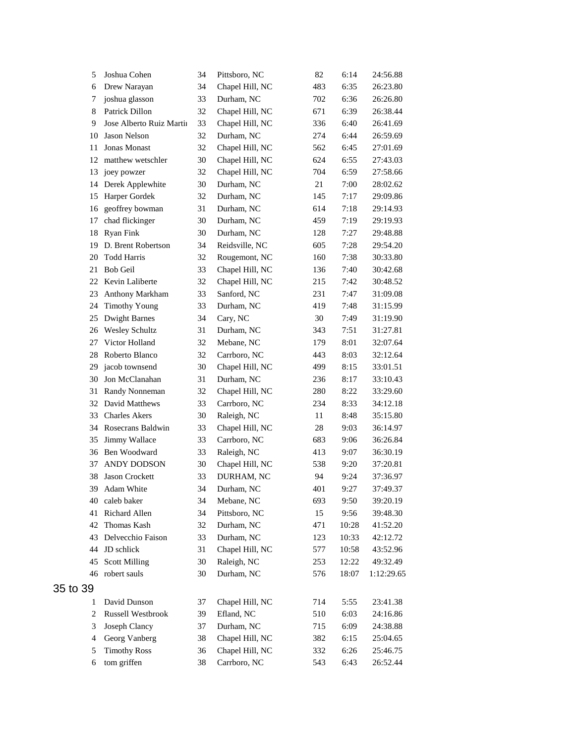| | | | | | | |
|---|---|---|---|---|---|---|
| 5 | Joshua Cohen | 34 | Pittsboro, NC | 82 | 6:14 | 24:56.88 |
| 6 | Drew Narayan | 34 | Chapel Hill, NC | 483 | 6:35 | 26:23.80 |
| 7 | joshua glasson | 33 | Durham, NC | 702 | 6:36 | 26:26.80 |
| 8 | Patrick Dillon | 32 | Chapel Hill, NC | 671 | 6:39 | 26:38.44 |
| 9 | Jose Alberto Ruiz Martin | 33 | Chapel Hill, NC | 336 | 6:40 | 26:41.69 |
| 10 | Jason Nelson | 32 | Durham, NC | 274 | 6:44 | 26:59.69 |
| 11 | Jonas Monast | 32 | Chapel Hill, NC | 562 | 6:45 | 27:01.69 |
| 12 | matthew wetschler | 30 | Chapel Hill, NC | 624 | 6:55 | 27:43.03 |
| 13 | joey powzer | 32 | Chapel Hill, NC | 704 | 6:59 | 27:58.66 |
| 14 | Derek Applewhite | 30 | Durham, NC | 21 | 7:00 | 28:02.62 |
| 15 | Harper Gordek | 32 | Durham, NC | 145 | 7:17 | 29:09.86 |
| 16 | geoffrey bowman | 31 | Durham, NC | 614 | 7:18 | 29:14.93 |
| 17 | chad flickinger | 30 | Durham, NC | 459 | 7:19 | 29:19.93 |
| 18 | Ryan Fink | 30 | Durham, NC | 128 | 7:27 | 29:48.88 |
| 19 | D. Brent Robertson | 34 | Reidsville, NC | 605 | 7:28 | 29:54.20 |
| 20 | Todd Harris | 32 | Rougemont, NC | 160 | 7:38 | 30:33.80 |
| 21 | Bob Geil | 33 | Chapel Hill, NC | 136 | 7:40 | 30:42.68 |
| 22 | Kevin Laliberte | 32 | Chapel Hill, NC | 215 | 7:42 | 30:48.52 |
| 23 | Anthony Markham | 33 | Sanford, NC | 231 | 7:47 | 31:09.08 |
| 24 | Timothy Young | 33 | Durham, NC | 419 | 7:48 | 31:15.99 |
| 25 | Dwight Barnes | 34 | Cary, NC | 30 | 7:49 | 31:19.90 |
| 26 | Wesley Schultz | 31 | Durham, NC | 343 | 7:51 | 31:27.81 |
| 27 | Victor Holland | 32 | Mebane, NC | 179 | 8:01 | 32:07.64 |
| 28 | Roberto Blanco | 32 | Carrboro, NC | 443 | 8:03 | 32:12.64 |
| 29 | jacob townsend | 30 | Chapel Hill, NC | 499 | 8:15 | 33:01.51 |
| 30 | Jon McClanahan | 31 | Durham, NC | 236 | 8:17 | 33:10.43 |
| 31 | Randy Nonneman | 32 | Chapel Hill, NC | 280 | 8:22 | 33:29.60 |
| 32 | David Matthews | 33 | Carrboro, NC | 234 | 8:33 | 34:12.18 |
| 33 | Charles Akers | 30 | Raleigh, NC | 11 | 8:48 | 35:15.80 |
| 34 | Rosecrans Baldwin | 33 | Chapel Hill, NC | 28 | 9:03 | 36:14.97 |
| 35 | Jimmy Wallace | 33 | Carrboro, NC | 683 | 9:06 | 36:26.84 |
| 36 | Ben Woodward | 33 | Raleigh, NC | 413 | 9:07 | 36:30.19 |
| 37 | ANDY DODSON | 30 | Chapel Hill, NC | 538 | 9:20 | 37:20.81 |
| 38 | Jason Crockett | 33 | DURHAM, NC | 94 | 9:24 | 37:36.97 |
| 39 | Adam White | 34 | Durham, NC | 401 | 9:27 | 37:49.37 |
| 40 | caleb baker | 34 | Mebane, NC | 693 | 9:50 | 39:20.19 |
| 41 | Richard Allen | 34 | Pittsboro, NC | 15 | 9:56 | 39:48.30 |
| 42 | Thomas Kash | 32 | Durham, NC | 471 | 10:28 | 41:52.20 |
| 43 | Delvecchio Faison | 33 | Durham, NC | 123 | 10:33 | 42:12.72 |
| 44 | JD schlick | 31 | Chapel Hill, NC | 577 | 10:58 | 43:52.96 |
| 45 | Scott Milling | 30 | Raleigh, NC | 253 | 12:22 | 49:32.49 |
| 46 | robert sauls | 30 | Durham, NC | 576 | 18:07 | 1:12:29.65 |

## 35 to 39

| | | | | | | |
|---|---|---|---|---|---|---|
| 1 | David Dunson | 37 | Chapel Hill, NC | 714 | 5:55 | 23:41.38 |
| 2 | Russell Westbrook | 39 | Efland, NC | 510 | 6:03 | 24:16.86 |
| 3 | Joseph Clancy | 37 | Durham, NC | 715 | 6:09 | 24:38.88 |
| 4 | Georg Vanberg | 38 | Chapel Hill, NC | 382 | 6:15 | 25:04.65 |
| 5 | Timothy Ross | 36 | Chapel Hill, NC | 332 | 6:26 | 25:46.75 |
| 6 | tom griffen | 38 | Carrboro, NC | 543 | 6:43 | 26:52.44 |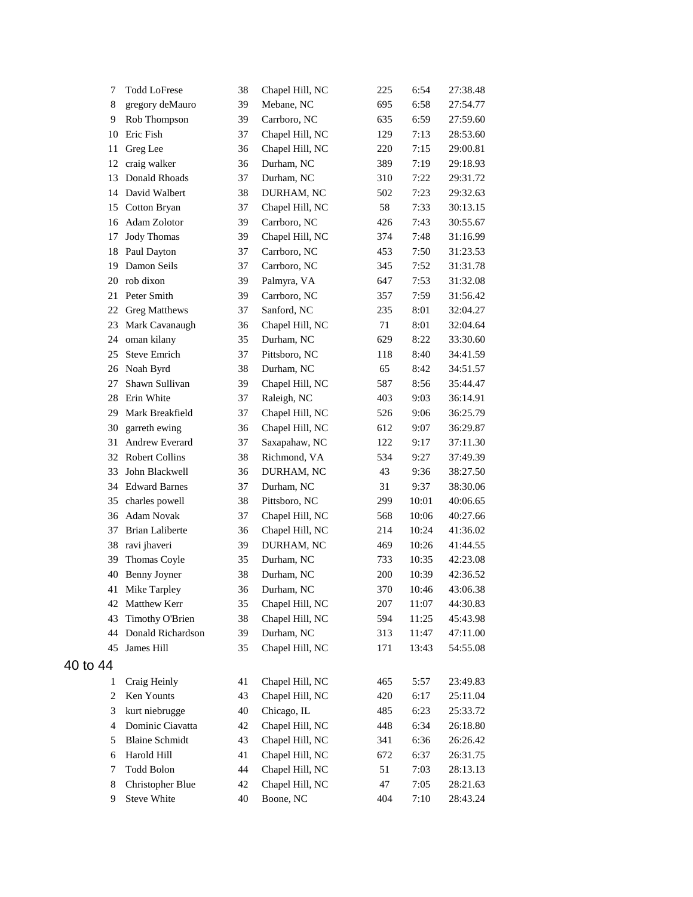| | | | | | | |
|---|---|---|---|---|---|---|
| 7 | Todd LoFrese | 38 | Chapel Hill, NC | 225 | 6:54 | 27:38.48 |
| 8 | gregory deMauro | 39 | Mebane, NC | 695 | 6:58 | 27:54.77 |
| 9 | Rob Thompson | 39 | Carrboro, NC | 635 | 6:59 | 27:59.60 |
| 10 | Eric Fish | 37 | Chapel Hill, NC | 129 | 7:13 | 28:53.60 |
| 11 | Greg Lee | 36 | Chapel Hill, NC | 220 | 7:15 | 29:00.81 |
| 12 | craig walker | 36 | Durham, NC | 389 | 7:19 | 29:18.93 |
| 13 | Donald Rhoads | 37 | Durham, NC | 310 | 7:22 | 29:31.72 |
| 14 | David Walbert | 38 | DURHAM, NC | 502 | 7:23 | 29:32.63 |
| 15 | Cotton Bryan | 37 | Chapel Hill, NC | 58 | 7:33 | 30:13.15 |
| 16 | Adam Zolotor | 39 | Carrboro, NC | 426 | 7:43 | 30:55.67 |
| 17 | Jody Thomas | 39 | Chapel Hill, NC | 374 | 7:48 | 31:16.99 |
| 18 | Paul Dayton | 37 | Carrboro, NC | 453 | 7:50 | 31:23.53 |
| 19 | Damon Seils | 37 | Carrboro, NC | 345 | 7:52 | 31:31.78 |
| 20 | rob dixon | 39 | Palmyra, VA | 647 | 7:53 | 31:32.08 |
| 21 | Peter Smith | 39 | Carrboro, NC | 357 | 7:59 | 31:56.42 |
| 22 | Greg Matthews | 37 | Sanford, NC | 235 | 8:01 | 32:04.27 |
| 23 | Mark Cavanaugh | 36 | Chapel Hill, NC | 71 | 8:01 | 32:04.64 |
| 24 | oman kilany | 35 | Durham, NC | 629 | 8:22 | 33:30.60 |
| 25 | Steve Emrich | 37 | Pittsboro, NC | 118 | 8:40 | 34:41.59 |
| 26 | Noah Byrd | 38 | Durham, NC | 65 | 8:42 | 34:51.57 |
| 27 | Shawn Sullivan | 39 | Chapel Hill, NC | 587 | 8:56 | 35:44.47 |
| 28 | Erin White | 37 | Raleigh, NC | 403 | 9:03 | 36:14.91 |
| 29 | Mark Breakfield | 37 | Chapel Hill, NC | 526 | 9:06 | 36:25.79 |
| 30 | garreth ewing | 36 | Chapel Hill, NC | 612 | 9:07 | 36:29.87 |
| 31 | Andrew Everard | 37 | Saxapahaw, NC | 122 | 9:17 | 37:11.30 |
| 32 | Robert Collins | 38 | Richmond, VA | 534 | 9:27 | 37:49.39 |
| 33 | John Blackwell | 36 | DURHAM, NC | 43 | 9:36 | 38:27.50 |
| 34 | Edward Barnes | 37 | Durham, NC | 31 | 9:37 | 38:30.06 |
| 35 | charles powell | 38 | Pittsboro, NC | 299 | 10:01 | 40:06.65 |
| 36 | Adam Novak | 37 | Chapel Hill, NC | 568 | 10:06 | 40:27.66 |
| 37 | Brian Laliberte | 36 | Chapel Hill, NC | 214 | 10:24 | 41:36.02 |
| 38 | ravi jhaveri | 39 | DURHAM, NC | 469 | 10:26 | 41:44.55 |
| 39 | Thomas Coyle | 35 | Durham, NC | 733 | 10:35 | 42:23.08 |
| 40 | Benny Joyner | 38 | Durham, NC | 200 | 10:39 | 42:36.52 |
| 41 | Mike Tarpley | 36 | Durham, NC | 370 | 10:46 | 43:06.38 |
| 42 | Matthew Kerr | 35 | Chapel Hill, NC | 207 | 11:07 | 44:30.83 |
| 43 | Timothy O'Brien | 38 | Chapel Hill, NC | 594 | 11:25 | 45:43.98 |
| 44 | Donald Richardson | 39 | Durham, NC | 313 | 11:47 | 47:11.00 |
| 45 | James Hill | 35 | Chapel Hill, NC | 171 | 13:43 | 54:55.08 |

## 40 to 44

| | | | | | | |
|---|---|---|---|---|---|---|
| 1 | Craig Heinly | 41 | Chapel Hill, NC | 465 | 5:57 | 23:49.83 |
| 2 | Ken Younts | 43 | Chapel Hill, NC | 420 | 6:17 | 25:11.04 |
| 3 | kurt niebrugge | 40 | Chicago, IL | 485 | 6:23 | 25:33.72 |
| 4 | Dominic Ciavatta | 42 | Chapel Hill, NC | 448 | 6:34 | 26:18.80 |
| 5 | Blaine Schmidt | 43 | Chapel Hill, NC | 341 | 6:36 | 26:26.42 |
| 6 | Harold Hill | 41 | Chapel Hill, NC | 672 | 6:37 | 26:31.75 |
| 7 | Todd Bolon | 44 | Chapel Hill, NC | 51 | 7:03 | 28:13.13 |
| 8 | Christopher Blue | 42 | Chapel Hill, NC | 47 | 7:05 | 28:21.63 |
| 9 | Steve White | 40 | Boone, NC | 404 | 7:10 | 28:43.24 |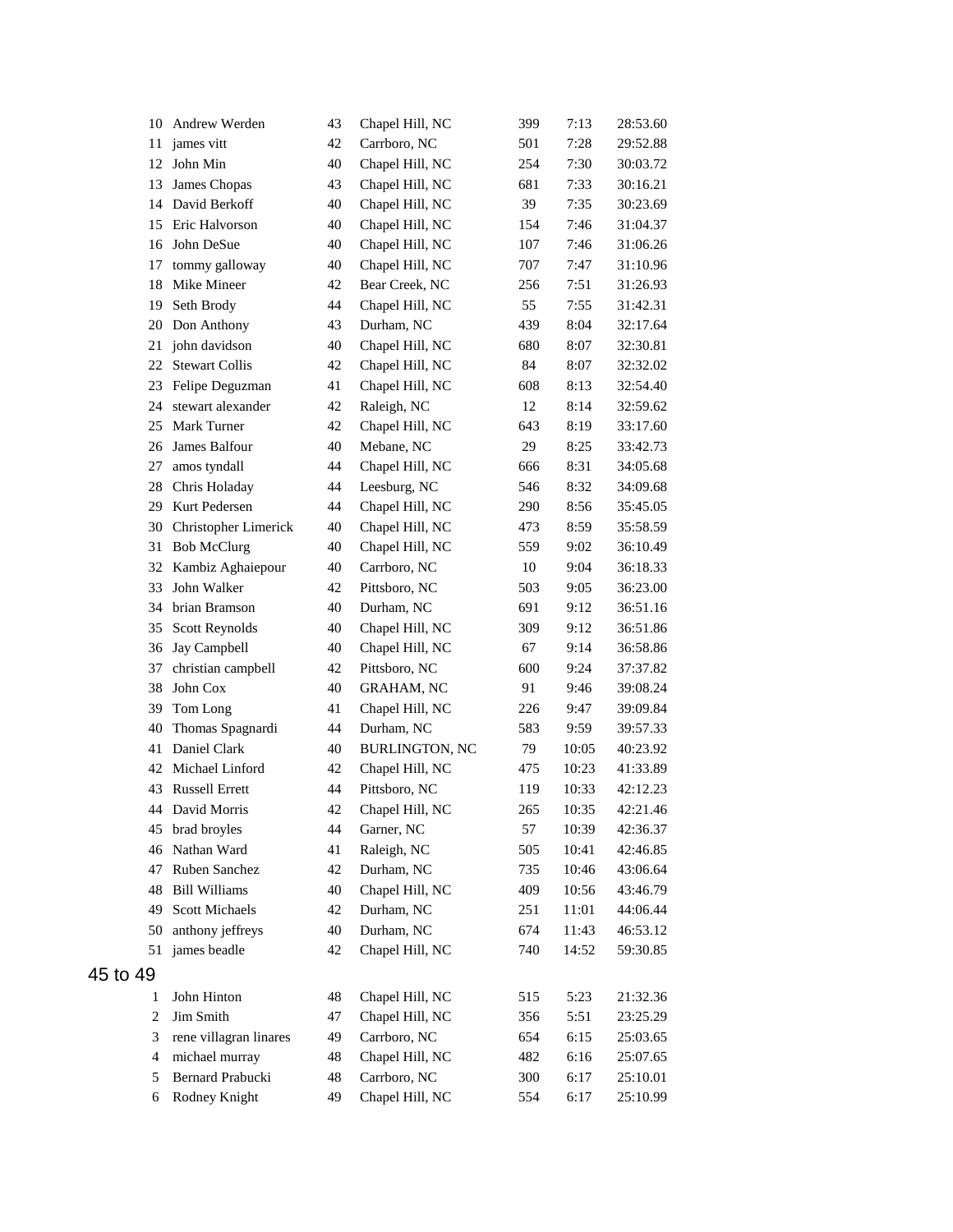| | | | | | | |
|---|---|---|---|---|---|---|
| 10 | Andrew Werden | 43 | Chapel Hill, NC | 399 | 7:13 | 28:53.60 |
| 11 | james vitt | 42 | Carrboro, NC | 501 | 7:28 | 29:52.88 |
| 12 | John Min | 40 | Chapel Hill, NC | 254 | 7:30 | 30:03.72 |
| 13 | James Chopas | 43 | Chapel Hill, NC | 681 | 7:33 | 30:16.21 |
| 14 | David Berkoff | 40 | Chapel Hill, NC | 39 | 7:35 | 30:23.69 |
| 15 | Eric Halvorson | 40 | Chapel Hill, NC | 154 | 7:46 | 31:04.37 |
| 16 | John DeSue | 40 | Chapel Hill, NC | 107 | 7:46 | 31:06.26 |
| 17 | tommy galloway | 40 | Chapel Hill, NC | 707 | 7:47 | 31:10.96 |
| 18 | Mike Mineer | 42 | Bear Creek, NC | 256 | 7:51 | 31:26.93 |
| 19 | Seth Brody | 44 | Chapel Hill, NC | 55 | 7:55 | 31:42.31 |
| 20 | Don Anthony | 43 | Durham, NC | 439 | 8:04 | 32:17.64 |
| 21 | john davidson | 40 | Chapel Hill, NC | 680 | 8:07 | 32:30.81 |
| 22 | Stewart Collis | 42 | Chapel Hill, NC | 84 | 8:07 | 32:32.02 |
| 23 | Felipe Deguzman | 41 | Chapel Hill, NC | 608 | 8:13 | 32:54.40 |
| 24 | stewart alexander | 42 | Raleigh, NC | 12 | 8:14 | 32:59.62 |
| 25 | Mark Turner | 42 | Chapel Hill, NC | 643 | 8:19 | 33:17.60 |
| 26 | James Balfour | 40 | Mebane, NC | 29 | 8:25 | 33:42.73 |
| 27 | amos tyndall | 44 | Chapel Hill, NC | 666 | 8:31 | 34:05.68 |
| 28 | Chris Holaday | 44 | Leesburg, NC | 546 | 8:32 | 34:09.68 |
| 29 | Kurt Pedersen | 44 | Chapel Hill, NC | 290 | 8:56 | 35:45.05 |
| 30 | Christopher Limerick | 40 | Chapel Hill, NC | 473 | 8:59 | 35:58.59 |
| 31 | Bob McClurg | 40 | Chapel Hill, NC | 559 | 9:02 | 36:10.49 |
| 32 | Kambiz Aghaiepour | 40 | Carrboro, NC | 10 | 9:04 | 36:18.33 |
| 33 | John Walker | 42 | Pittsboro, NC | 503 | 9:05 | 36:23.00 |
| 34 | brian Bramson | 40 | Durham, NC | 691 | 9:12 | 36:51.16 |
| 35 | Scott Reynolds | 40 | Chapel Hill, NC | 309 | 9:12 | 36:51.86 |
| 36 | Jay Campbell | 40 | Chapel Hill, NC | 67 | 9:14 | 36:58.86 |
| 37 | christian campbell | 42 | Pittsboro, NC | 600 | 9:24 | 37:37.82 |
| 38 | John Cox | 40 | GRAHAM, NC | 91 | 9:46 | 39:08.24 |
| 39 | Tom Long | 41 | Chapel Hill, NC | 226 | 9:47 | 39:09.84 |
| 40 | Thomas Spagnardi | 44 | Durham, NC | 583 | 9:59 | 39:57.33 |
| 41 | Daniel Clark | 40 | BURLINGTON, NC | 79 | 10:05 | 40:23.92 |
| 42 | Michael Linford | 42 | Chapel Hill, NC | 475 | 10:23 | 41:33.89 |
| 43 | Russell Errett | 44 | Pittsboro, NC | 119 | 10:33 | 42:12.23 |
| 44 | David Morris | 42 | Chapel Hill, NC | 265 | 10:35 | 42:21.46 |
| 45 | brad broyles | 44 | Garner, NC | 57 | 10:39 | 42:36.37 |
| 46 | Nathan Ward | 41 | Raleigh, NC | 505 | 10:41 | 42:46.85 |
| 47 | Ruben Sanchez | 42 | Durham, NC | 735 | 10:46 | 43:06.64 |
| 48 | Bill Williams | 40 | Chapel Hill, NC | 409 | 10:56 | 43:46.79 |
| 49 | Scott Michaels | 42 | Durham, NC | 251 | 11:01 | 44:06.44 |
| 50 | anthony jeffreys | 40 | Durham, NC | 674 | 11:43 | 46:53.12 |
| 51 | james beadle | 42 | Chapel Hill, NC | 740 | 14:52 | 59:30.85 |

## 45 to 49

| | | | | | | |
|---|---|---|---|---|---|---|
| 1 | John Hinton | 48 | Chapel Hill, NC | 515 | 5:23 | 21:32.36 |
| 2 | Jim Smith | 47 | Chapel Hill, NC | 356 | 5:51 | 23:25.29 |
| 3 | rene villagran linares | 49 | Carrboro, NC | 654 | 6:15 | 25:03.65 |
| 4 | michael murray | 48 | Chapel Hill, NC | 482 | 6:16 | 25:07.65 |
| 5 | Bernard Prabucki | 48 | Carrboro, NC | 300 | 6:17 | 25:10.01 |
| 6 | Rodney Knight | 49 | Chapel Hill, NC | 554 | 6:17 | 25:10.99 |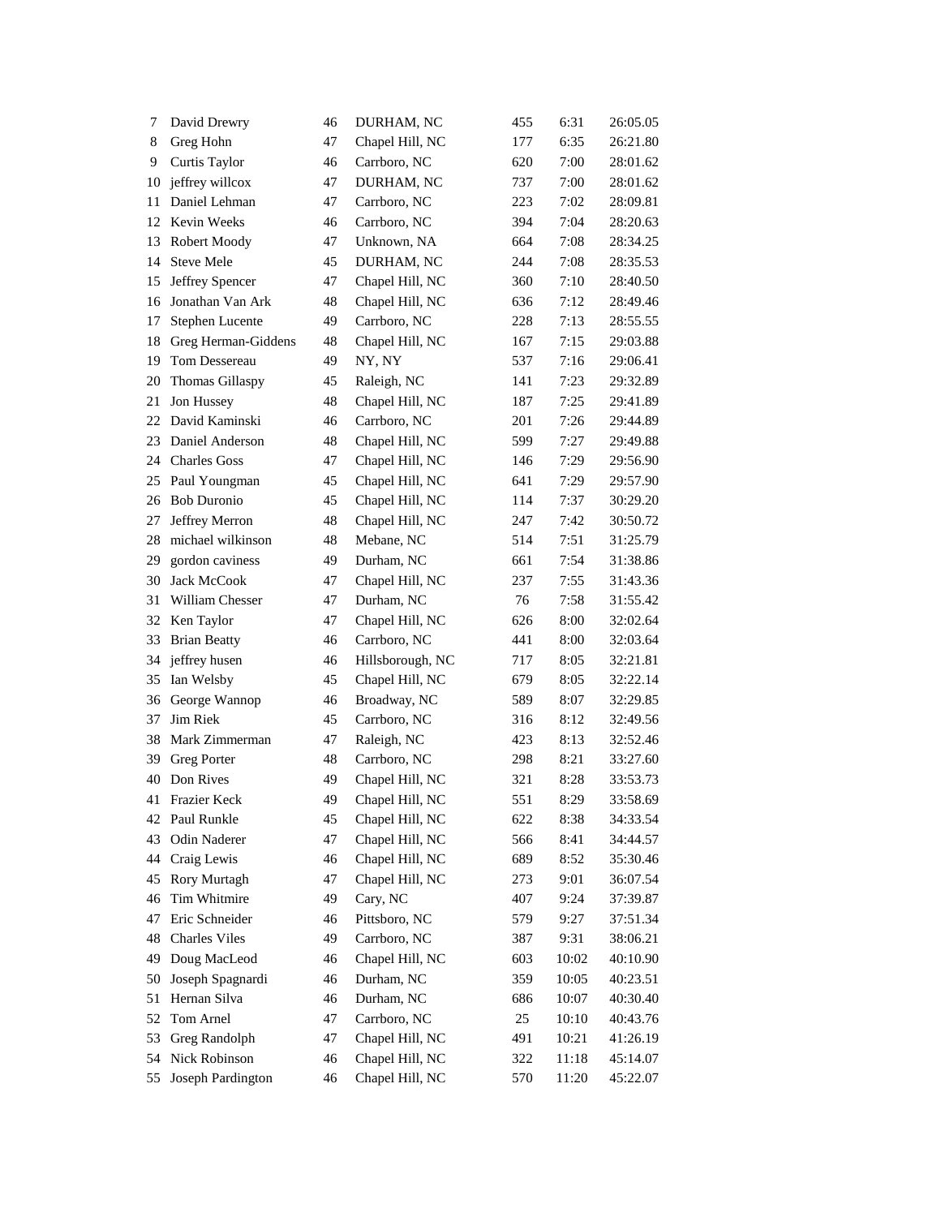| | | | | | | |
|---|---|---|---|---|---|---|
| 7 | David Drewry | 46 | DURHAM, NC | 455 | 6:31 | 26:05.05 |
| 8 | Greg Hohn | 47 | Chapel Hill, NC | 177 | 6:35 | 26:21.80 |
| 9 | Curtis Taylor | 46 | Carrboro, NC | 620 | 7:00 | 28:01.62 |
| 10 | jeffrey willcox | 47 | DURHAM, NC | 737 | 7:00 | 28:01.62 |
| 11 | Daniel Lehman | 47 | Carrboro, NC | 223 | 7:02 | 28:09.81 |
| 12 | Kevin Weeks | 46 | Carrboro, NC | 394 | 7:04 | 28:20.63 |
| 13 | Robert Moody | 47 | Unknown, NA | 664 | 7:08 | 28:34.25 |
| 14 | Steve Mele | 45 | DURHAM, NC | 244 | 7:08 | 28:35.53 |
| 15 | Jeffrey Spencer | 47 | Chapel Hill, NC | 360 | 7:10 | 28:40.50 |
| 16 | Jonathan Van Ark | 48 | Chapel Hill, NC | 636 | 7:12 | 28:49.46 |
| 17 | Stephen Lucente | 49 | Carrboro, NC | 228 | 7:13 | 28:55.55 |
| 18 | Greg Herman-Giddens | 48 | Chapel Hill, NC | 167 | 7:15 | 29:03.88 |
| 19 | Tom Dessereau | 49 | NY, NY | 537 | 7:16 | 29:06.41 |
| 20 | Thomas Gillaspy | 45 | Raleigh, NC | 141 | 7:23 | 29:32.89 |
| 21 | Jon Hussey | 48 | Chapel Hill, NC | 187 | 7:25 | 29:41.89 |
| 22 | David Kaminski | 46 | Carrboro, NC | 201 | 7:26 | 29:44.89 |
| 23 | Daniel Anderson | 48 | Chapel Hill, NC | 599 | 7:27 | 29:49.88 |
| 24 | Charles Goss | 47 | Chapel Hill, NC | 146 | 7:29 | 29:56.90 |
| 25 | Paul Youngman | 45 | Chapel Hill, NC | 641 | 7:29 | 29:57.90 |
| 26 | Bob Duronio | 45 | Chapel Hill, NC | 114 | 7:37 | 30:29.20 |
| 27 | Jeffrey Merron | 48 | Chapel Hill, NC | 247 | 7:42 | 30:50.72 |
| 28 | michael wilkinson | 48 | Mebane, NC | 514 | 7:51 | 31:25.79 |
| 29 | gordon caviness | 49 | Durham, NC | 661 | 7:54 | 31:38.86 |
| 30 | Jack McCook | 47 | Chapel Hill, NC | 237 | 7:55 | 31:43.36 |
| 31 | William Chesser | 47 | Durham, NC | 76 | 7:58 | 31:55.42 |
| 32 | Ken Taylor | 47 | Chapel Hill, NC | 626 | 8:00 | 32:02.64 |
| 33 | Brian Beatty | 46 | Carrboro, NC | 441 | 8:00 | 32:03.64 |
| 34 | jeffrey husen | 46 | Hillsborough, NC | 717 | 8:05 | 32:21.81 |
| 35 | Ian Welsby | 45 | Chapel Hill, NC | 679 | 8:05 | 32:22.14 |
| 36 | George Wannop | 46 | Broadway, NC | 589 | 8:07 | 32:29.85 |
| 37 | Jim Riek | 45 | Carrboro, NC | 316 | 8:12 | 32:49.56 |
| 38 | Mark Zimmerman | 47 | Raleigh, NC | 423 | 8:13 | 32:52.46 |
| 39 | Greg Porter | 48 | Carrboro, NC | 298 | 8:21 | 33:27.60 |
| 40 | Don Rives | 49 | Chapel Hill, NC | 321 | 8:28 | 33:53.73 |
| 41 | Frazier Keck | 49 | Chapel Hill, NC | 551 | 8:29 | 33:58.69 |
| 42 | Paul Runkle | 45 | Chapel Hill, NC | 622 | 8:38 | 34:33.54 |
| 43 | Odin Naderer | 47 | Chapel Hill, NC | 566 | 8:41 | 34:44.57 |
| 44 | Craig Lewis | 46 | Chapel Hill, NC | 689 | 8:52 | 35:30.46 |
| 45 | Rory Murtagh | 47 | Chapel Hill, NC | 273 | 9:01 | 36:07.54 |
| 46 | Tim Whitmire | 49 | Cary, NC | 407 | 9:24 | 37:39.87 |
| 47 | Eric Schneider | 46 | Pittsboro, NC | 579 | 9:27 | 37:51.34 |
| 48 | Charles Viles | 49 | Carrboro, NC | 387 | 9:31 | 38:06.21 |
| 49 | Doug MacLeod | 46 | Chapel Hill, NC | 603 | 10:02 | 40:10.90 |
| 50 | Joseph Spagnardi | 46 | Durham, NC | 359 | 10:05 | 40:23.51 |
| 51 | Hernan Silva | 46 | Durham, NC | 686 | 10:07 | 40:30.40 |
| 52 | Tom Arnel | 47 | Carrboro, NC | 25 | 10:10 | 40:43.76 |
| 53 | Greg Randolph | 47 | Chapel Hill, NC | 491 | 10:21 | 41:26.19 |
| 54 | Nick Robinson | 46 | Chapel Hill, NC | 322 | 11:18 | 45:14.07 |
| 55 | Joseph Pardington | 46 | Chapel Hill, NC | 570 | 11:20 | 45:22.07 |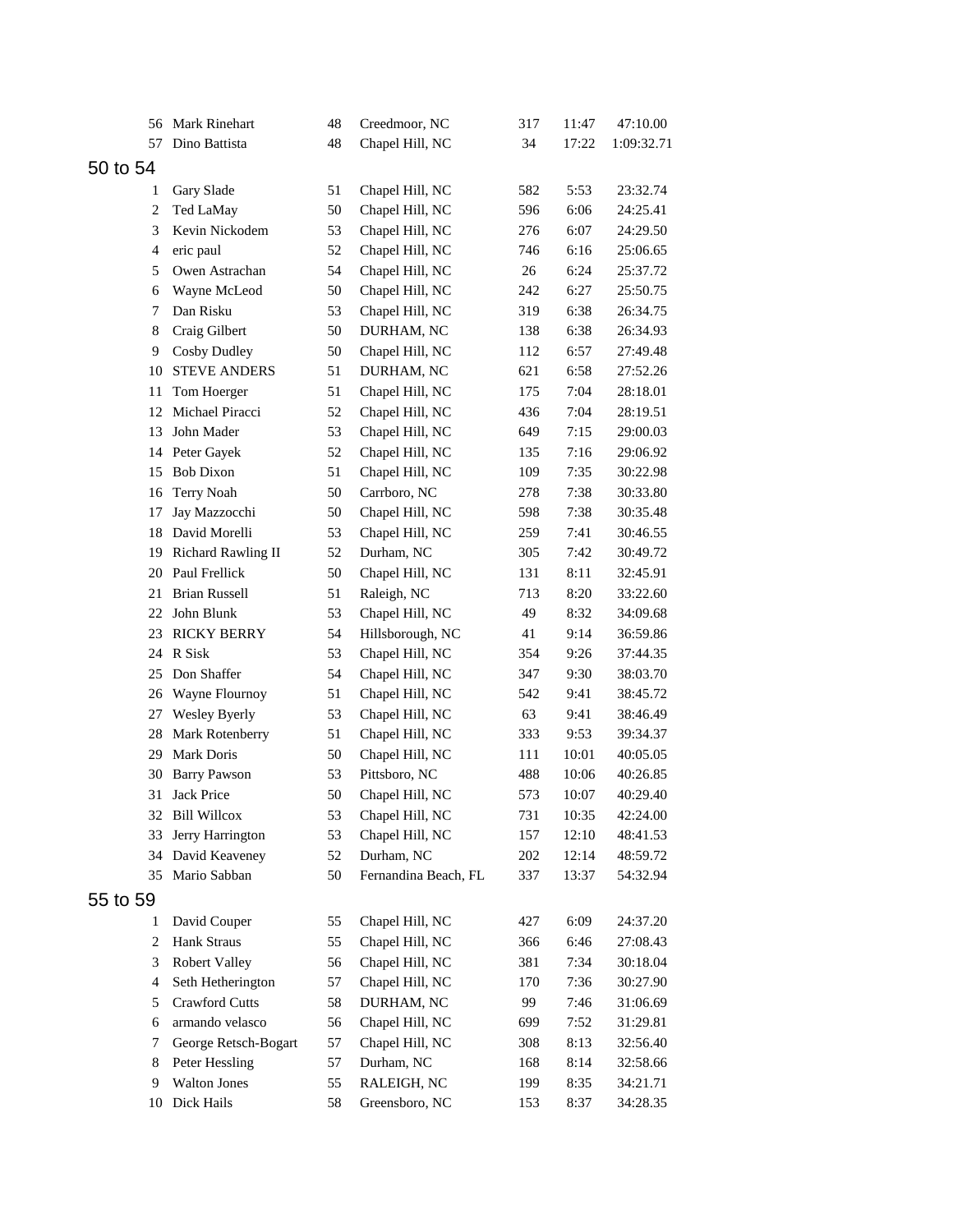| | | | | | | |
|---|---|---|---|---|---|---|
| 56 | Mark Rinehart | 48 | Creedmoor, NC | 317 | 11:47 | 47:10.00 |
| 57 | Dino Battista | 48 | Chapel Hill, NC | 34 | 17:22 | 1:09:32.71 |

## 50 to 54

| | | | | | | |
|---|---|---|---|---|---|---|
| 1 | Gary Slade | 51 | Chapel Hill, NC | 582 | 5:53 | 23:32.74 |
| 2 | Ted LaMay | 50 | Chapel Hill, NC | 596 | 6:06 | 24:25.41 |
| 3 | Kevin Nickodem | 53 | Chapel Hill, NC | 276 | 6:07 | 24:29.50 |
| 4 | eric paul | 52 | Chapel Hill, NC | 746 | 6:16 | 25:06.65 |
| 5 | Owen Astrachan | 54 | Chapel Hill, NC | 26 | 6:24 | 25:37.72 |
| 6 | Wayne McLeod | 50 | Chapel Hill, NC | 242 | 6:27 | 25:50.75 |
| 7 | Dan Risku | 53 | Chapel Hill, NC | 319 | 6:38 | 26:34.75 |
| 8 | Craig Gilbert | 50 | DURHAM, NC | 138 | 6:38 | 26:34.93 |
| 9 | Cosby Dudley | 50 | Chapel Hill, NC | 112 | 6:57 | 27:49.48 |
| 10 | STEVE ANDERS | 51 | DURHAM, NC | 621 | 6:58 | 27:52.26 |
| 11 | Tom Hoerger | 51 | Chapel Hill, NC | 175 | 7:04 | 28:18.01 |
| 12 | Michael Piracci | 52 | Chapel Hill, NC | 436 | 7:04 | 28:19.51 |
| 13 | John Mader | 53 | Chapel Hill, NC | 649 | 7:15 | 29:00.03 |
| 14 | Peter Gayek | 52 | Chapel Hill, NC | 135 | 7:16 | 29:06.92 |
| 15 | Bob Dixon | 51 | Chapel Hill, NC | 109 | 7:35 | 30:22.98 |
| 16 | Terry Noah | 50 | Carrboro, NC | 278 | 7:38 | 30:33.80 |
| 17 | Jay Mazzocchi | 50 | Chapel Hill, NC | 598 | 7:38 | 30:35.48 |
| 18 | David Morelli | 53 | Chapel Hill, NC | 259 | 7:41 | 30:46.55 |
| 19 | Richard Rawling II | 52 | Durham, NC | 305 | 7:42 | 30:49.72 |
| 20 | Paul Frellick | 50 | Chapel Hill, NC | 131 | 8:11 | 32:45.91 |
| 21 | Brian Russell | 51 | Raleigh, NC | 713 | 8:20 | 33:22.60 |
| 22 | John Blunk | 53 | Chapel Hill, NC | 49 | 8:32 | 34:09.68 |
| 23 | RICKY BERRY | 54 | Hillsborough, NC | 41 | 9:14 | 36:59.86 |
| 24 | R Sisk | 53 | Chapel Hill, NC | 354 | 9:26 | 37:44.35 |
| 25 | Don Shaffer | 54 | Chapel Hill, NC | 347 | 9:30 | 38:03.70 |
| 26 | Wayne Flournoy | 51 | Chapel Hill, NC | 542 | 9:41 | 38:45.72 |
| 27 | Wesley Byerly | 53 | Chapel Hill, NC | 63 | 9:41 | 38:46.49 |
| 28 | Mark Rotenberry | 51 | Chapel Hill, NC | 333 | 9:53 | 39:34.37 |
| 29 | Mark Doris | 50 | Chapel Hill, NC | 111 | 10:01 | 40:05.05 |
| 30 | Barry Pawson | 53 | Pittsboro, NC | 488 | 10:06 | 40:26.85 |
| 31 | Jack Price | 50 | Chapel Hill, NC | 573 | 10:07 | 40:29.40 |
| 32 | Bill Willcox | 53 | Chapel Hill, NC | 731 | 10:35 | 42:24.00 |
| 33 | Jerry Harrington | 53 | Chapel Hill, NC | 157 | 12:10 | 48:41.53 |
| 34 | David Keaveney | 52 | Durham, NC | 202 | 12:14 | 48:59.72 |
| 35 | Mario Sabban | 50 | Fernandina Beach, FL | 337 | 13:37 | 54:32.94 |

## 55 to 59

| | | | | | | |
|---|---|---|---|---|---|---|
| 1 | David Couper | 55 | Chapel Hill, NC | 427 | 6:09 | 24:37.20 |
| 2 | Hank Straus | 55 | Chapel Hill, NC | 366 | 6:46 | 27:08.43 |
| 3 | Robert Valley | 56 | Chapel Hill, NC | 381 | 7:34 | 30:18.04 |
| 4 | Seth Hetherington | 57 | Chapel Hill, NC | 170 | 7:36 | 30:27.90 |
| 5 | Crawford Cutts | 58 | DURHAM, NC | 99 | 7:46 | 31:06.69 |
| 6 | armando velasco | 56 | Chapel Hill, NC | 699 | 7:52 | 31:29.81 |
| 7 | George Retsch-Bogart | 57 | Chapel Hill, NC | 308 | 8:13 | 32:56.40 |
| 8 | Peter Hessling | 57 | Durham, NC | 168 | 8:14 | 32:58.66 |
| 9 | Walton Jones | 55 | RALEIGH, NC | 199 | 8:35 | 34:21.71 |
| 10 | Dick Hails | 58 | Greensboro, NC | 153 | 8:37 | 34:28.35 |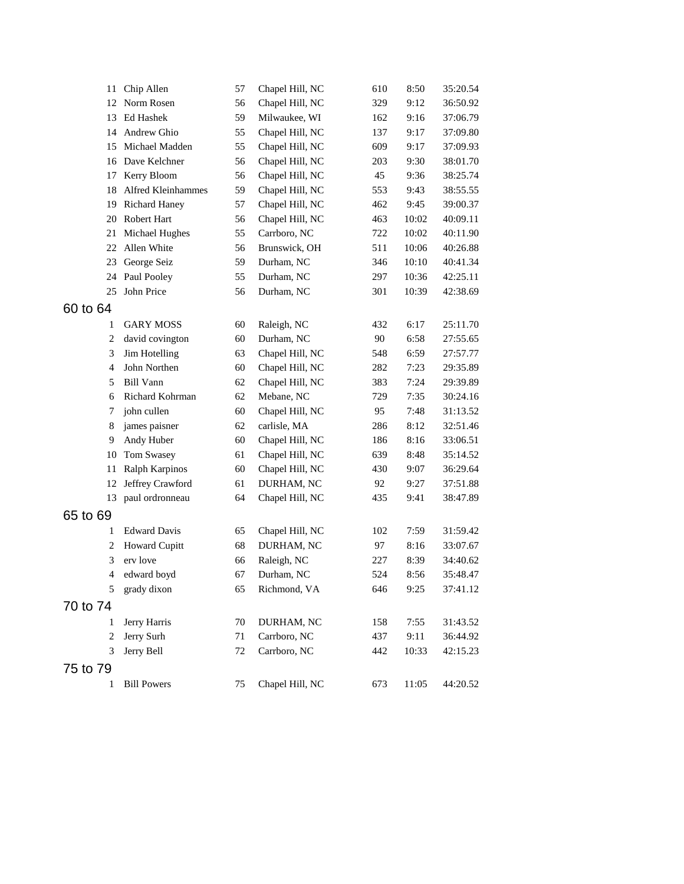| | | | | | | |
|---|---|---|---|---|---|---|
| 11 | Chip Allen | 57 | Chapel Hill, NC | 610 | 8:50 | 35:20.54 |
| 12 | Norm Rosen | 56 | Chapel Hill, NC | 329 | 9:12 | 36:50.92 |
| 13 | Ed Hashek | 59 | Milwaukee, WI | 162 | 9:16 | 37:06.79 |
| 14 | Andrew Ghio | 55 | Chapel Hill, NC | 137 | 9:17 | 37:09.80 |
| 15 | Michael Madden | 55 | Chapel Hill, NC | 609 | 9:17 | 37:09.93 |
| 16 | Dave Kelchner | 56 | Chapel Hill, NC | 203 | 9:30 | 38:01.70 |
| 17 | Kerry Bloom | 56 | Chapel Hill, NC | 45 | 9:36 | 38:25.74 |
| 18 | Alfred Kleinhammes | 59 | Chapel Hill, NC | 553 | 9:43 | 38:55.55 |
| 19 | Richard Haney | 57 | Chapel Hill, NC | 462 | 9:45 | 39:00.37 |
| 20 | Robert Hart | 56 | Chapel Hill, NC | 463 | 10:02 | 40:09.11 |
| 21 | Michael Hughes | 55 | Carrboro, NC | 722 | 10:02 | 40:11.90 |
| 22 | Allen White | 56 | Brunswick, OH | 511 | 10:06 | 40:26.88 |
| 23 | George Seiz | 59 | Durham, NC | 346 | 10:10 | 40:41.34 |
| 24 | Paul Pooley | 55 | Durham, NC | 297 | 10:36 | 42:25.11 |
| 25 | John Price | 56 | Durham, NC | 301 | 10:39 | 42:38.69 |

## 60 to 64

| | | | | | | |
|---|---|---|---|---|---|---|
| 1 | GARY MOSS | 60 | Raleigh, NC | 432 | 6:17 | 25:11.70 |
| 2 | david covington | 60 | Durham, NC | 90 | 6:58 | 27:55.65 |
| 3 | Jim Hotelling | 63 | Chapel Hill, NC | 548 | 6:59 | 27:57.77 |
| 4 | John Northen | 60 | Chapel Hill, NC | 282 | 7:23 | 29:35.89 |
| 5 | Bill Vann | 62 | Chapel Hill, NC | 383 | 7:24 | 29:39.89 |
| 6 | Richard Kohrman | 62 | Mebane, NC | 729 | 7:35 | 30:24.16 |
| 7 | john cullen | 60 | Chapel Hill, NC | 95 | 7:48 | 31:13.52 |
| 8 | james paisner | 62 | carlisle, MA | 286 | 8:12 | 32:51.46 |
| 9 | Andy Huber | 60 | Chapel Hill, NC | 186 | 8:16 | 33:06.51 |
| 10 | Tom Swasey | 61 | Chapel Hill, NC | 639 | 8:48 | 35:14.52 |
| 11 | Ralph Karpinos | 60 | Chapel Hill, NC | 430 | 9:07 | 36:29.64 |
| 12 | Jeffrey Crawford | 61 | DURHAM, NC | 92 | 9:27 | 37:51.88 |
| 13 | paul ordronneau | 64 | Chapel Hill, NC | 435 | 9:41 | 38:47.89 |

## 65 to 69

| | | | | | | |
|---|---|---|---|---|---|---|
| 1 | Edward Davis | 65 | Chapel Hill, NC | 102 | 7:59 | 31:59.42 |
| 2 | Howard Cupitt | 68 | DURHAM, NC | 97 | 8:16 | 33:07.67 |
| 3 | erv love | 66 | Raleigh, NC | 227 | 8:39 | 34:40.62 |
| 4 | edward boyd | 67 | Durham, NC | 524 | 8:56 | 35:48.47 |
| 5 | grady dixon | 65 | Richmond, VA | 646 | 9:25 | 37:41.12 |

## 70 to 74

| | | | | | | |
|---|---|---|---|---|---|---|
| 1 | Jerry Harris | 70 | DURHAM, NC | 158 | 7:55 | 31:43.52 |
| 2 | Jerry Surh | 71 | Carrboro, NC | 437 | 9:11 | 36:44.92 |
| 3 | Jerry Bell | 72 | Carrboro, NC | 442 | 10:33 | 42:15.23 |

## 75 to 79

| | | | | | | |
|---|---|---|---|---|---|---|
| 1 | Bill Powers | 75 | Chapel Hill, NC | 673 | 11:05 | 44:20.52 |